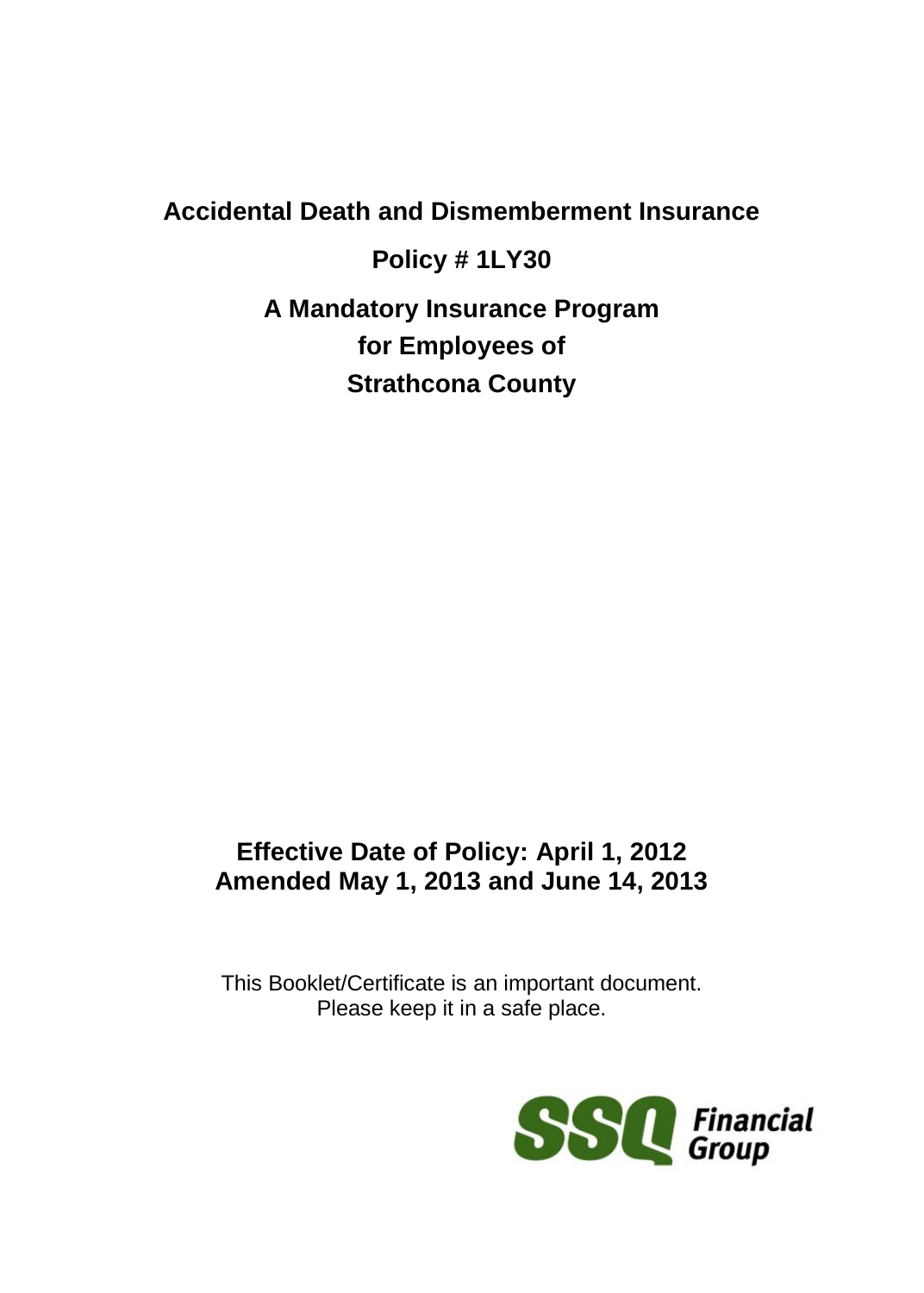# Accidental Death and Dismemberment Insurance

## Policy # 1LY30

## A Mandatory Insurance Program for Employees of Strathcona County

**Effective Date of Policy: April 1, 2012**
**Amended May 1, 2013 and June 14, 2013**

This Booklet/Certificate is an important document.
Please keep it in a safe place.

SSQ Financial Group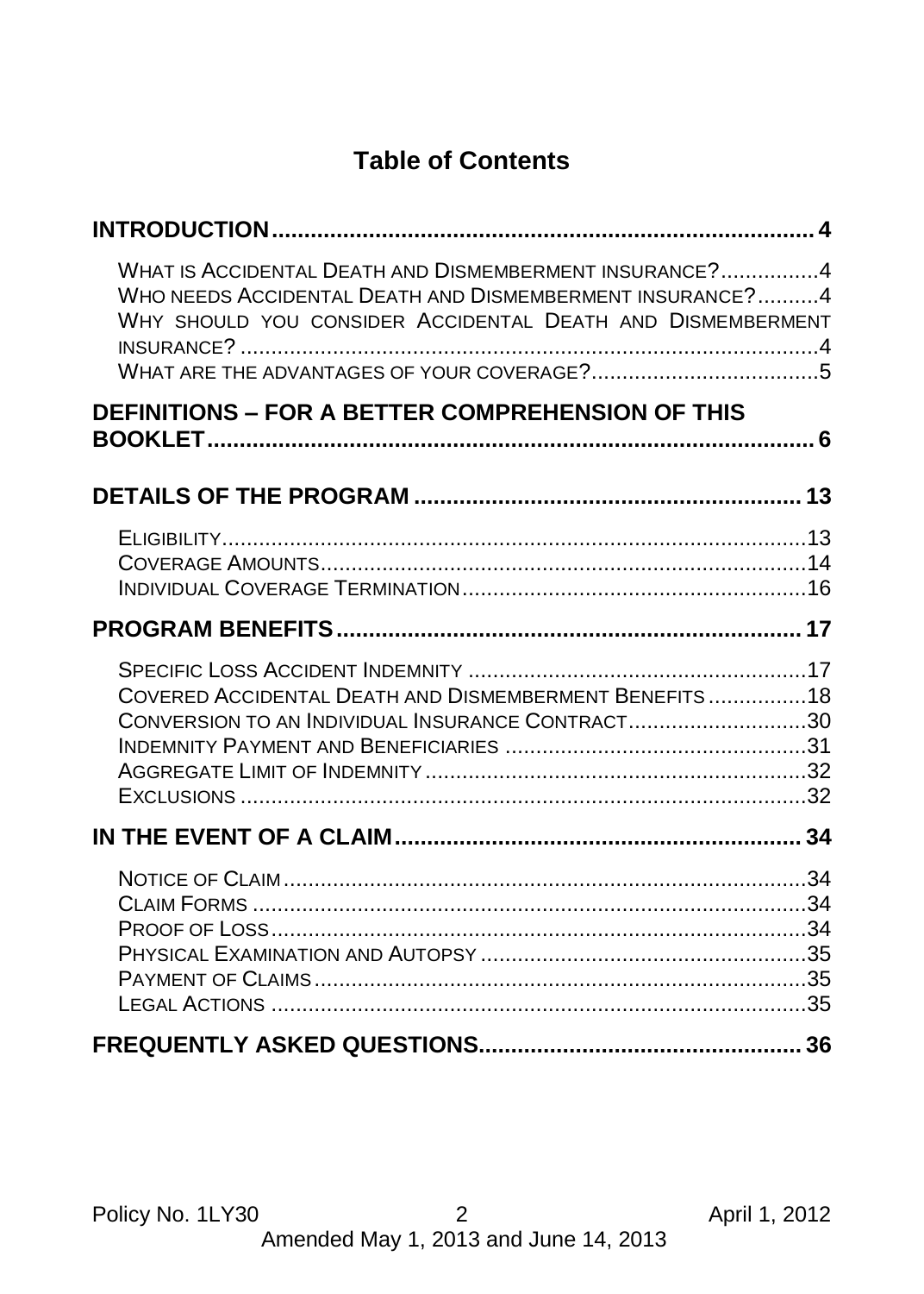# Table of Contents

**INTRODUCTION** ........................................ 4

- What is Accidental Death and Dismemberment insurance? ........ 4
- Who needs Accidental Death and Dismemberment insurance? ........ 4
- Why should you consider Accidental Death and Dismemberment insurance? ........ 4
- What are the advantages of your coverage? ........ 5

**DEFINITIONS – FOR A BETTER COMPREHENSION OF THIS BOOKLET** ........................................ 6

**DETAILS OF THE PROGRAM** ........................................ 13

- Eligibility ........ 13
- Coverage Amounts ........ 14
- Individual Coverage Termination ........ 16

**PROGRAM BENEFITS** ........................................ 17

- Specific Loss Accident Indemnity ........ 17
- Covered Accidental Death and Dismemberment Benefits ........ 18
- Conversion to an Individual Insurance Contract ........ 30
- Indemnity Payment and Beneficiaries ........ 31
- Aggregate Limit of Indemnity ........ 32
- Exclusions ........ 32

**IN THE EVENT OF A CLAIM** ........................................ 34

- Notice of Claim ........ 34
- Claim Forms ........ 34
- Proof of Loss ........ 34
- Physical Examination and Autopsy ........ 35
- Payment of Claims ........ 35
- Legal Actions ........ 35

**FREQUENTLY ASKED QUESTIONS** ........................................ 36

Policy No. 1LY30 — April 1, 2012 — Amended May 1, 2013 and June 14, 2013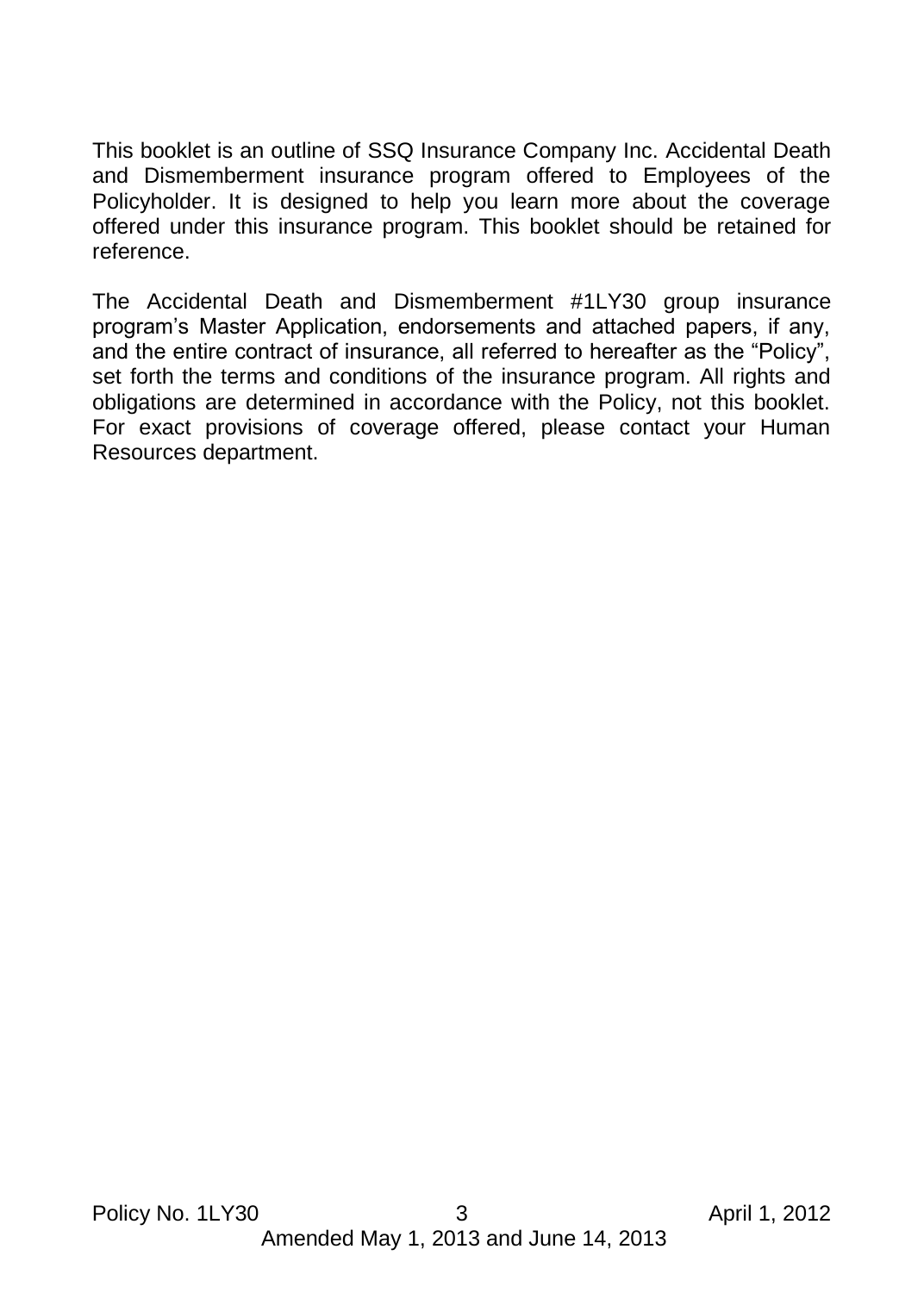This booklet is an outline of SSQ Insurance Company Inc. Accidental Death and Dismemberment insurance program offered to Employees of the Policyholder. It is designed to help you learn more about the coverage offered under this insurance program. This booklet should be retained for reference.

The Accidental Death and Dismemberment #1LY30 group insurance program's Master Application, endorsements and attached papers, if any, and the entire contract of insurance, all referred to hereafter as the "Policy", set forth the terms and conditions of the insurance program. All rights and obligations are determined in accordance with the Policy, not this booklet. For exact provisions of coverage offered, please contact your Human Resources department.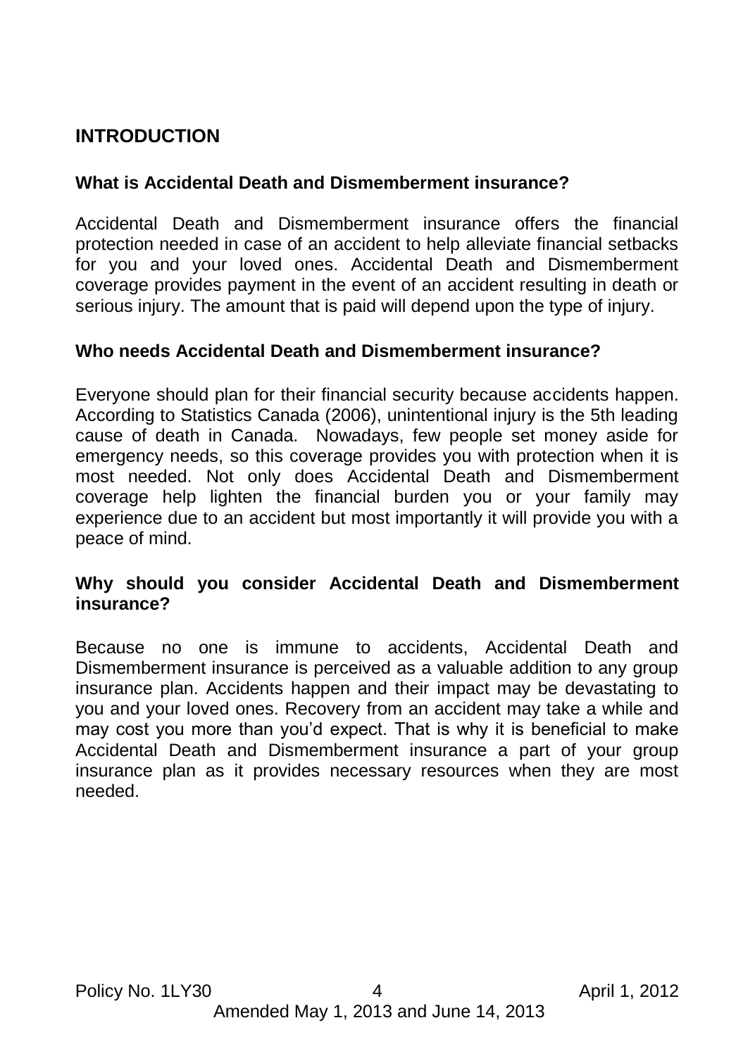## INTRODUCTION

### What is Accidental Death and Dismemberment insurance?

Accidental Death and Dismemberment insurance offers the financial protection needed in case of an accident to help alleviate financial setbacks for you and your loved ones. Accidental Death and Dismemberment coverage provides payment in the event of an accident resulting in death or serious injury. The amount that is paid will depend upon the type of injury.

### Who needs Accidental Death and Dismemberment insurance?

Everyone should plan for their financial security because accidents happen. According to Statistics Canada (2006), unintentional injury is the 5th leading cause of death in Canada. Nowadays, few people set money aside for emergency needs, so this coverage provides you with protection when it is most needed. Not only does Accidental Death and Dismemberment coverage help lighten the financial burden you or your family may experience due to an accident but most importantly it will provide you with a peace of mind.

### Why should you consider Accidental Death and Dismemberment insurance?

Because no one is immune to accidents, Accidental Death and Dismemberment insurance is perceived as a valuable addition to any group insurance plan. Accidents happen and their impact may be devastating to you and your loved ones. Recovery from an accident may take a while and may cost you more than you'd expect. That is why it is beneficial to make Accidental Death and Dismemberment insurance a part of your group insurance plan as it provides necessary resources when they are most needed.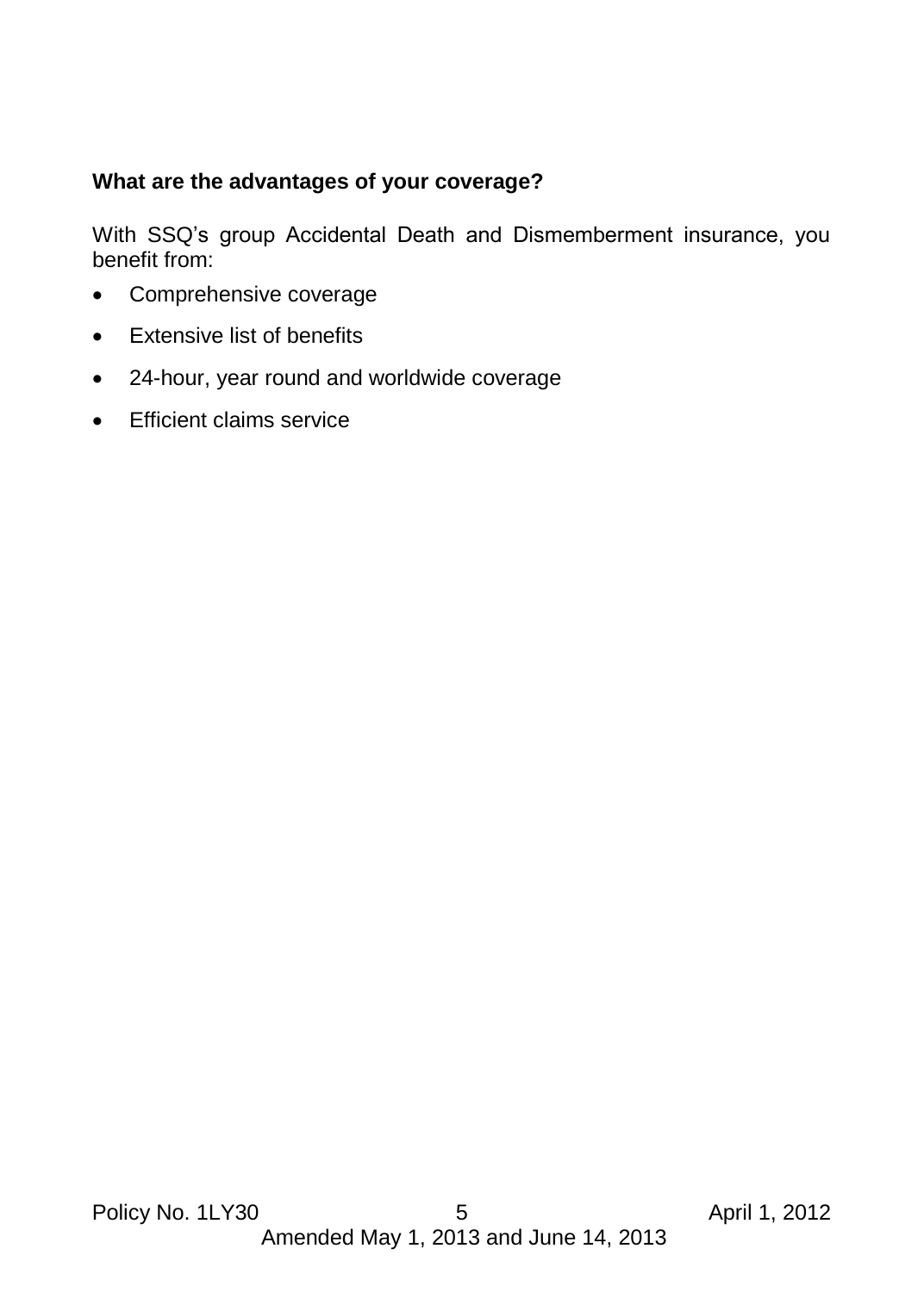**What are the advantages of your coverage?**

With SSQ's group Accidental Death and Dismemberment insurance, you benefit from:

- Comprehensive coverage
- Extensive list of benefits
- 24-hour, year round and worldwide coverage
- Efficient claims service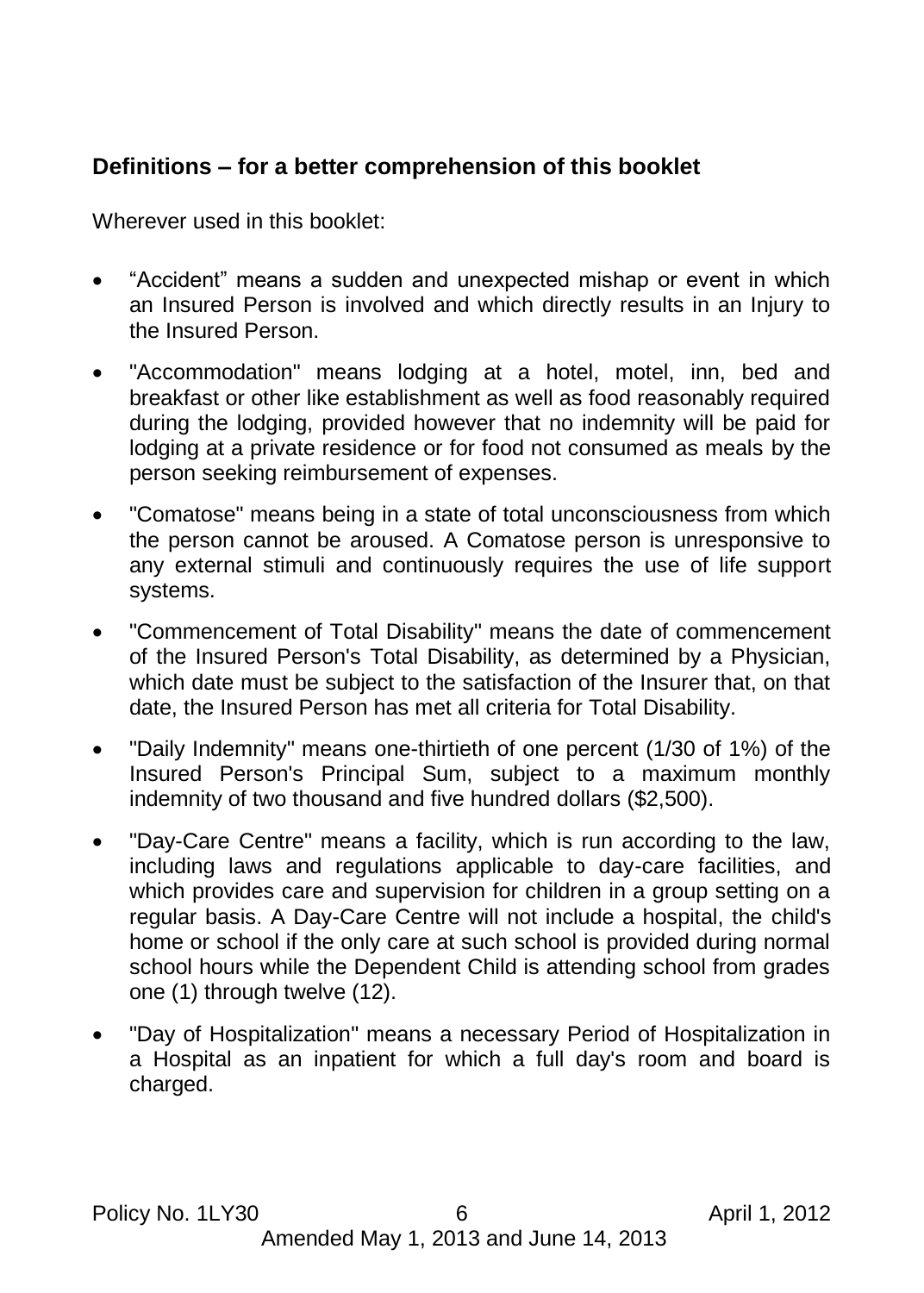## Definitions – for a better comprehension of this booklet

Wherever used in this booklet:

- "Accident" means a sudden and unexpected mishap or event in which an Insured Person is involved and which directly results in an Injury to the Insured Person.
- "Accommodation" means lodging at a hotel, motel, inn, bed and breakfast or other like establishment as well as food reasonably required during the lodging, provided however that no indemnity will be paid for lodging at a private residence or for food not consumed as meals by the person seeking reimbursement of expenses.
- "Comatose" means being in a state of total unconsciousness from which the person cannot be aroused. A Comatose person is unresponsive to any external stimuli and continuously requires the use of life support systems.
- "Commencement of Total Disability" means the date of commencement of the Insured Person's Total Disability, as determined by a Physician, which date must be subject to the satisfaction of the Insurer that, on that date, the Insured Person has met all criteria for Total Disability.
- "Daily Indemnity" means one-thirtieth of one percent (1/30 of 1%) of the Insured Person's Principal Sum, subject to a maximum monthly indemnity of two thousand and five hundred dollars ($2,500).
- "Day-Care Centre" means a facility, which is run according to the law, including laws and regulations applicable to day-care facilities, and which provides care and supervision for children in a group setting on a regular basis. A Day-Care Centre will not include a hospital, the child's home or school if the only care at such school is provided during normal school hours while the Dependent Child is attending school from grades one (1) through twelve (12).
- "Day of Hospitalization" means a necessary Period of Hospitalization in a Hospital as an inpatient for which a full day's room and board is charged.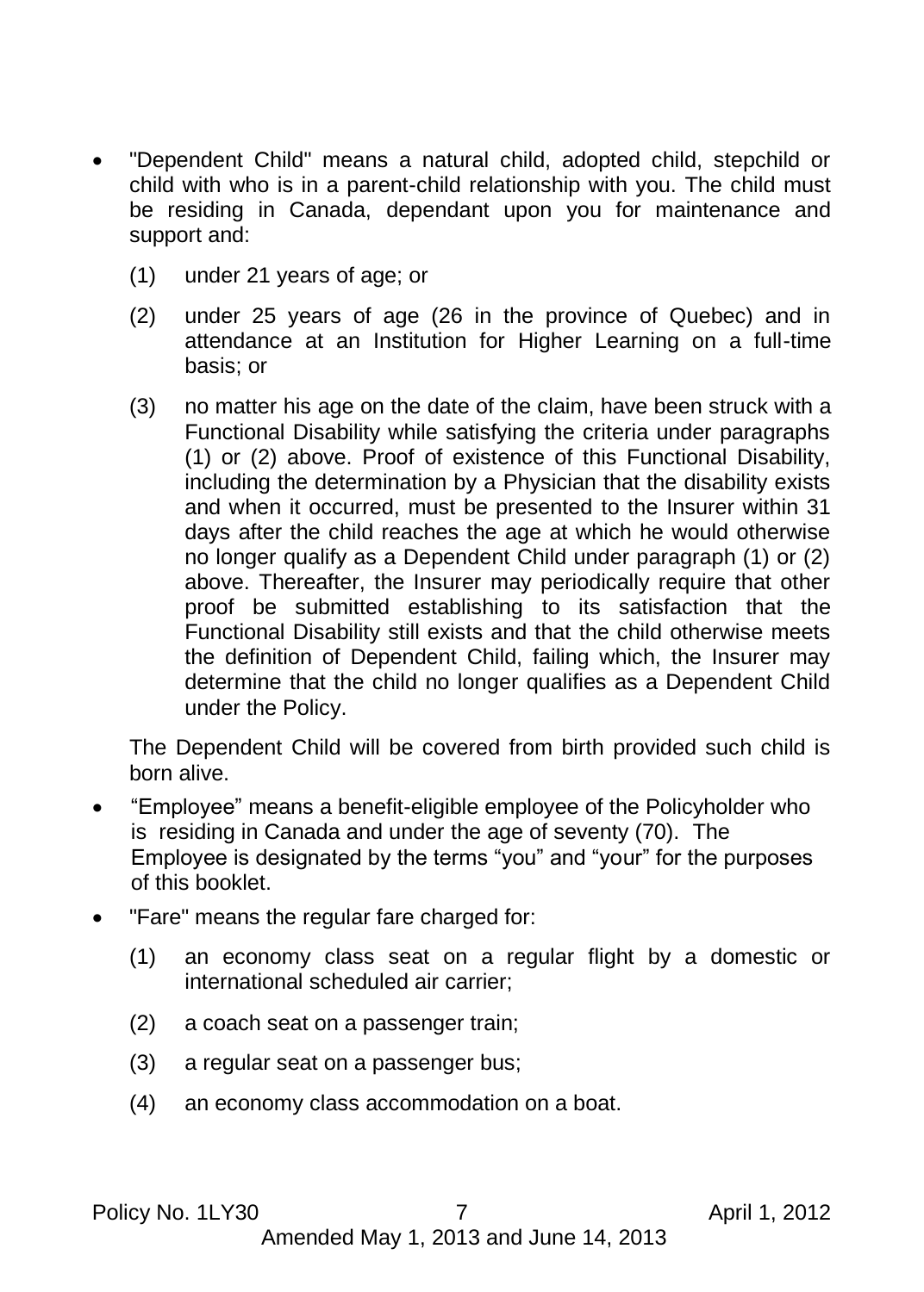- "Dependent Child" means a natural child, adopted child, stepchild or child with who is in a parent-child relationship with you. The child must be residing in Canada, dependant upon you for maintenance and support and:

  (1) under 21 years of age; or

  (2) under 25 years of age (26 in the province of Quebec) and in attendance at an Institution for Higher Learning on a full-time basis; or

  (3) no matter his age on the date of the claim, have been struck with a Functional Disability while satisfying the criteria under paragraphs (1) or (2) above. Proof of existence of this Functional Disability, including the determination by a Physician that the disability exists and when it occurred, must be presented to the Insurer within 31 days after the child reaches the age at which he would otherwise no longer qualify as a Dependent Child under paragraph (1) or (2) above. Thereafter, the Insurer may periodically require that other proof be submitted establishing to its satisfaction that the Functional Disability still exists and that the child otherwise meets the definition of Dependent Child, failing which, the Insurer may determine that the child no longer qualifies as a Dependent Child under the Policy.

  The Dependent Child will be covered from birth provided such child is born alive.

- "Employee" means a benefit-eligible employee of the Policyholder who is residing in Canada and under the age of seventy (70). The Employee is designated by the terms "you" and "your" for the purposes of this booklet.

- "Fare" means the regular fare charged for:

  (1) an economy class seat on a regular flight by a domestic or international scheduled air carrier;

  (2) a coach seat on a passenger train;

  (3) a regular seat on a passenger bus;

  (4) an economy class accommodation on a boat.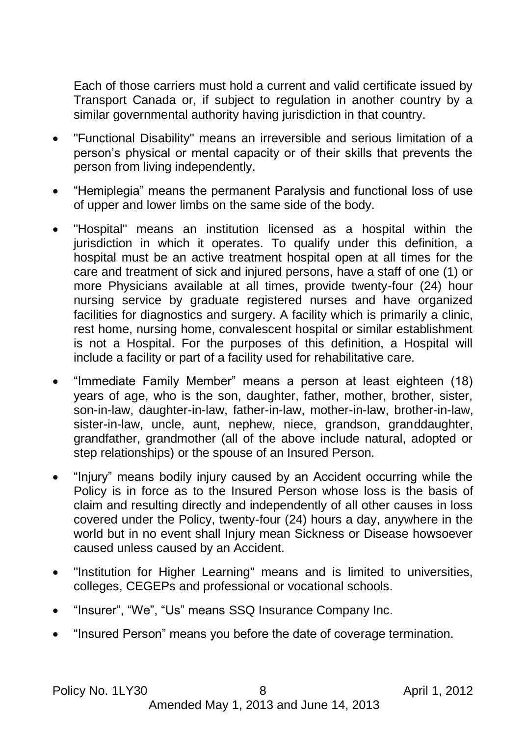Each of those carriers must hold a current and valid certificate issued by Transport Canada or, if subject to regulation in another country by a similar governmental authority having jurisdiction in that country.

- "Functional Disability" means an irreversible and serious limitation of a person's physical or mental capacity or of their skills that prevents the person from living independently.
- "Hemiplegia" means the permanent Paralysis and functional loss of use of upper and lower limbs on the same side of the body.
- "Hospital" means an institution licensed as a hospital within the jurisdiction in which it operates. To qualify under this definition, a hospital must be an active treatment hospital open at all times for the care and treatment of sick and injured persons, have a staff of one (1) or more Physicians available at all times, provide twenty-four (24) hour nursing service by graduate registered nurses and have organized facilities for diagnostics and surgery. A facility which is primarily a clinic, rest home, nursing home, convalescent hospital or similar establishment is not a Hospital. For the purposes of this definition, a Hospital will include a facility or part of a facility used for rehabilitative care.
- "Immediate Family Member" means a person at least eighteen (18) years of age, who is the son, daughter, father, mother, brother, sister, son-in-law, daughter-in-law, father-in-law, mother-in-law, brother-in-law, sister-in-law, uncle, aunt, nephew, niece, grandson, granddaughter, grandfather, grandmother (all of the above include natural, adopted or step relationships) or the spouse of an Insured Person.
- "Injury" means bodily injury caused by an Accident occurring while the Policy is in force as to the Insured Person whose loss is the basis of claim and resulting directly and independently of all other causes in loss covered under the Policy, twenty-four (24) hours a day, anywhere in the world but in no event shall Injury mean Sickness or Disease howsoever caused unless caused by an Accident.
- "Institution for Higher Learning" means and is limited to universities, colleges, CEGEPs and professional or vocational schools.
- "Insurer", "We", "Us" means SSQ Insurance Company Inc.
- "Insured Person" means you before the date of coverage termination.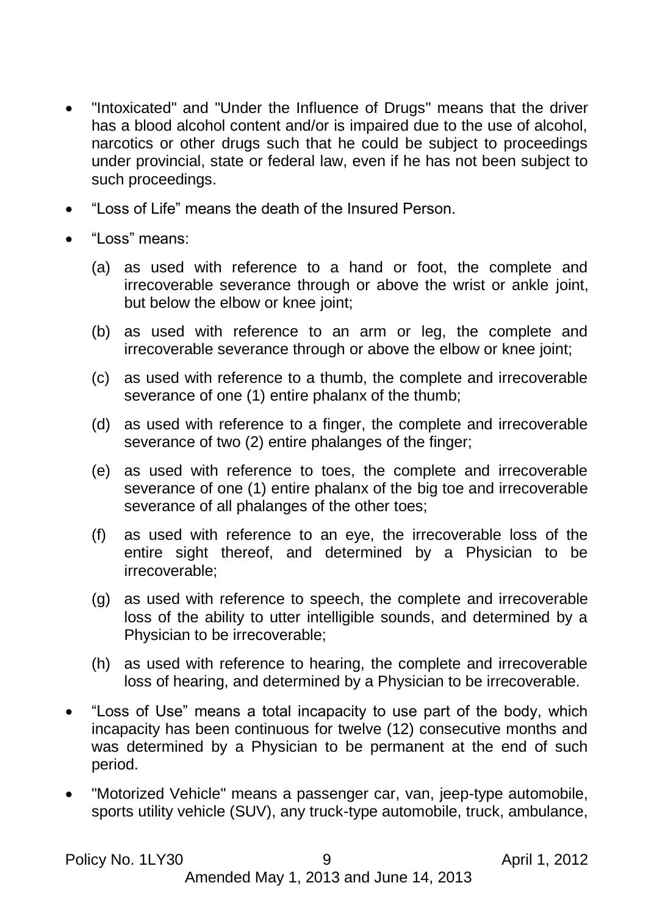- "Intoxicated" and "Under the Influence of Drugs" means that the driver has a blood alcohol content and/or is impaired due to the use of alcohol, narcotics or other drugs such that he could be subject to proceedings under provincial, state or federal law, even if he has not been subject to such proceedings.
- “Loss of Life” means the death of the Insured Person.
- “Loss” means:

  (a) as used with reference to a hand or foot, the complete and irrecoverable severance through or above the wrist or ankle joint, but below the elbow or knee joint;

  (b) as used with reference to an arm or leg, the complete and irrecoverable severance through or above the elbow or knee joint;

  (c) as used with reference to a thumb, the complete and irrecoverable severance of one (1) entire phalanx of the thumb;

  (d) as used with reference to a finger, the complete and irrecoverable severance of two (2) entire phalanges of the finger;

  (e) as used with reference to toes, the complete and irrecoverable severance of one (1) entire phalanx of the big toe and irrecoverable severance of all phalanges of the other toes;

  (f) as used with reference to an eye, the irrecoverable loss of the entire sight thereof, and determined by a Physician to be irrecoverable;

  (g) as used with reference to speech, the complete and irrecoverable loss of the ability to utter intelligible sounds, and determined by a Physician to be irrecoverable;

  (h) as used with reference to hearing, the complete and irrecoverable loss of hearing, and determined by a Physician to be irrecoverable.

- “Loss of Use” means a total incapacity to use part of the body, which incapacity has been continuous for twelve (12) consecutive months and was determined by a Physician to be permanent at the end of such period.
- "Motorized Vehicle" means a passenger car, van, jeep-type automobile, sports utility vehicle (SUV), any truck-type automobile, truck, ambulance,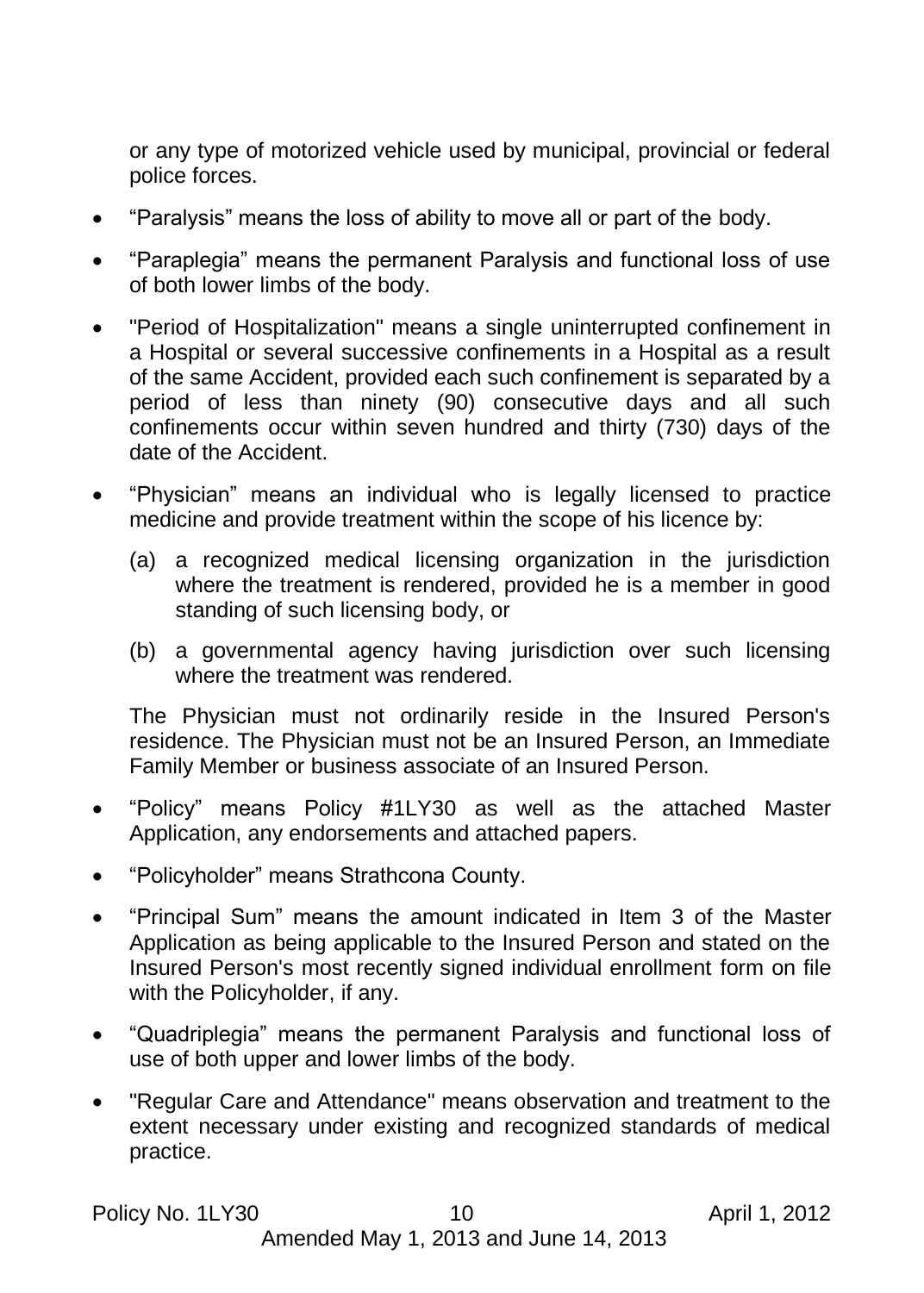or any type of motorized vehicle used by municipal, provincial or federal police forces.

- "Paralysis" means the loss of ability to move all or part of the body.

- "Paraplegia" means the permanent Paralysis and functional loss of use of both lower limbs of the body.

- "Period of Hospitalization" means a single uninterrupted confinement in a Hospital or several successive confinements in a Hospital as a result of the same Accident, provided each such confinement is separated by a period of less than ninety (90) consecutive days and all such confinements occur within seven hundred and thirty (730) days of the date of the Accident.

- "Physician" means an individual who is legally licensed to practice medicine and provide treatment within the scope of his licence by:

  (a) a recognized medical licensing organization in the jurisdiction where the treatment is rendered, provided he is a member in good standing of such licensing body, or

  (b) a governmental agency having jurisdiction over such licensing where the treatment was rendered.

  The Physician must not ordinarily reside in the Insured Person's residence. The Physician must not be an Insured Person, an Immediate Family Member or business associate of an Insured Person.

- "Policy" means Policy #1LY30 as well as the attached Master Application, any endorsements and attached papers.

- "Policyholder" means Strathcona County.

- "Principal Sum" means the amount indicated in Item 3 of the Master Application as being applicable to the Insured Person and stated on the Insured Person's most recently signed individual enrollment form on file with the Policyholder, if any.

- "Quadriplegia" means the permanent Paralysis and functional loss of use of both upper and lower limbs of the body.

- "Regular Care and Attendance" means observation and treatment to the extent necessary under existing and recognized standards of medical practice.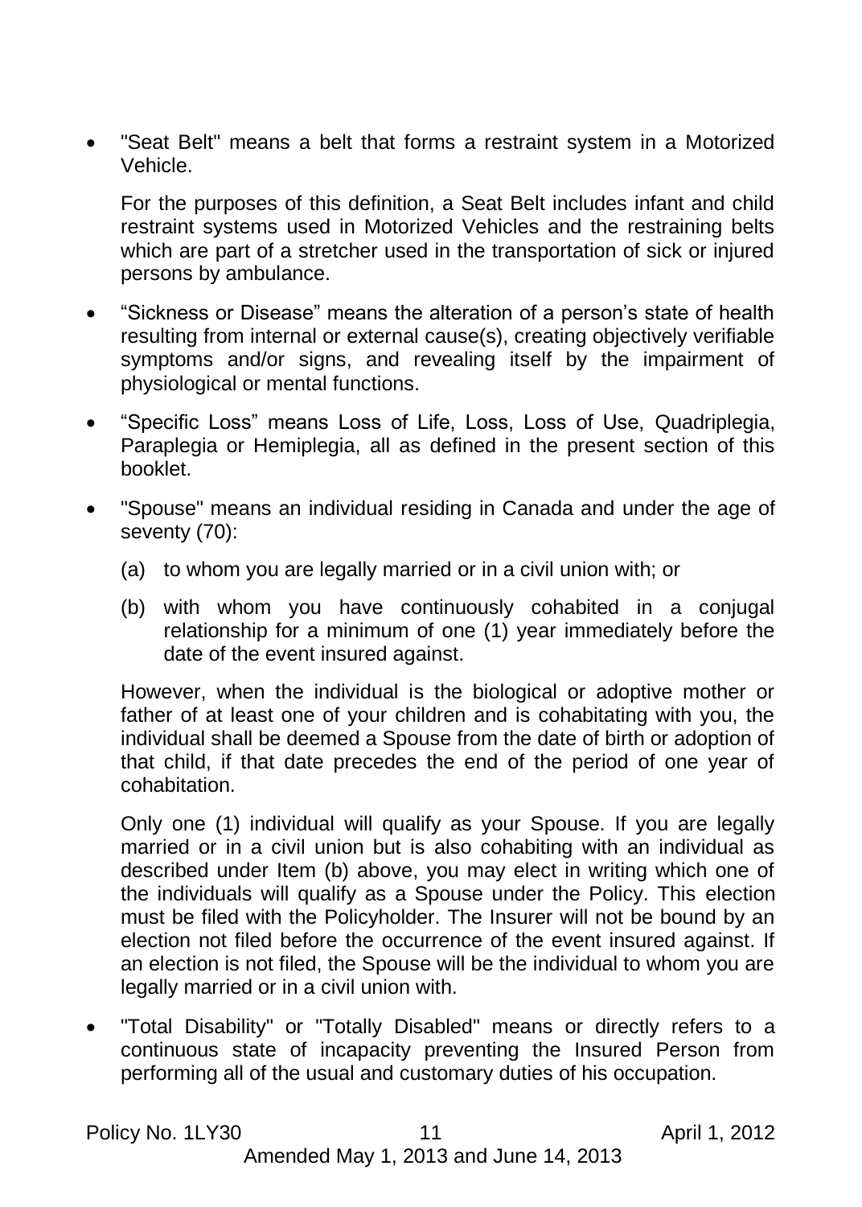- "Seat Belt" means a belt that forms a restraint system in a Motorized Vehicle.

  For the purposes of this definition, a Seat Belt includes infant and child restraint systems used in Motorized Vehicles and the restraining belts which are part of a stretcher used in the transportation of sick or injured persons by ambulance.

- "Sickness or Disease" means the alteration of a person's state of health resulting from internal or external cause(s), creating objectively verifiable symptoms and/or signs, and revealing itself by the impairment of physiological or mental functions.

- "Specific Loss" means Loss of Life, Loss, Loss of Use, Quadriplegia, Paraplegia or Hemiplegia, all as defined in the present section of this booklet.

- "Spouse" means an individual residing in Canada and under the age of seventy (70):

  (a) to whom you are legally married or in a civil union with; or

  (b) with whom you have continuously cohabited in a conjugal relationship for a minimum of one (1) year immediately before the date of the event insured against.

  However, when the individual is the biological or adoptive mother or father of at least one of your children and is cohabitating with you, the individual shall be deemed a Spouse from the date of birth or adoption of that child, if that date precedes the end of the period of one year of cohabitation.

  Only one (1) individual will qualify as your Spouse. If you are legally married or in a civil union but is also cohabiting with an individual as described under Item (b) above, you may elect in writing which one of the individuals will qualify as a Spouse under the Policy. This election must be filed with the Policyholder. The Insurer will not be bound by an election not filed before the occurrence of the event insured against. If an election is not filed, the Spouse will be the individual to whom you are legally married or in a civil union with.

- "Total Disability" or "Totally Disabled" means or directly refers to a continuous state of incapacity preventing the Insured Person from performing all of the usual and customary duties of his occupation.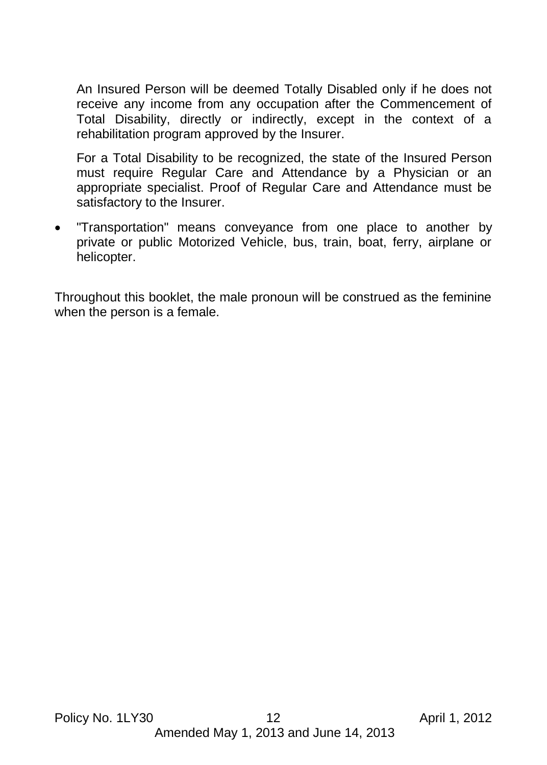An Insured Person will be deemed Totally Disabled only if he does not receive any income from any occupation after the Commencement of Total Disability, directly or indirectly, except in the context of a rehabilitation program approved by the Insurer.

For a Total Disability to be recognized, the state of the Insured Person must require Regular Care and Attendance by a Physician or an appropriate specialist. Proof of Regular Care and Attendance must be satisfactory to the Insurer.

- "Transportation" means conveyance from one place to another by private or public Motorized Vehicle, bus, train, boat, ferry, airplane or helicopter.

Throughout this booklet, the male pronoun will be construed as the feminine when the person is a female.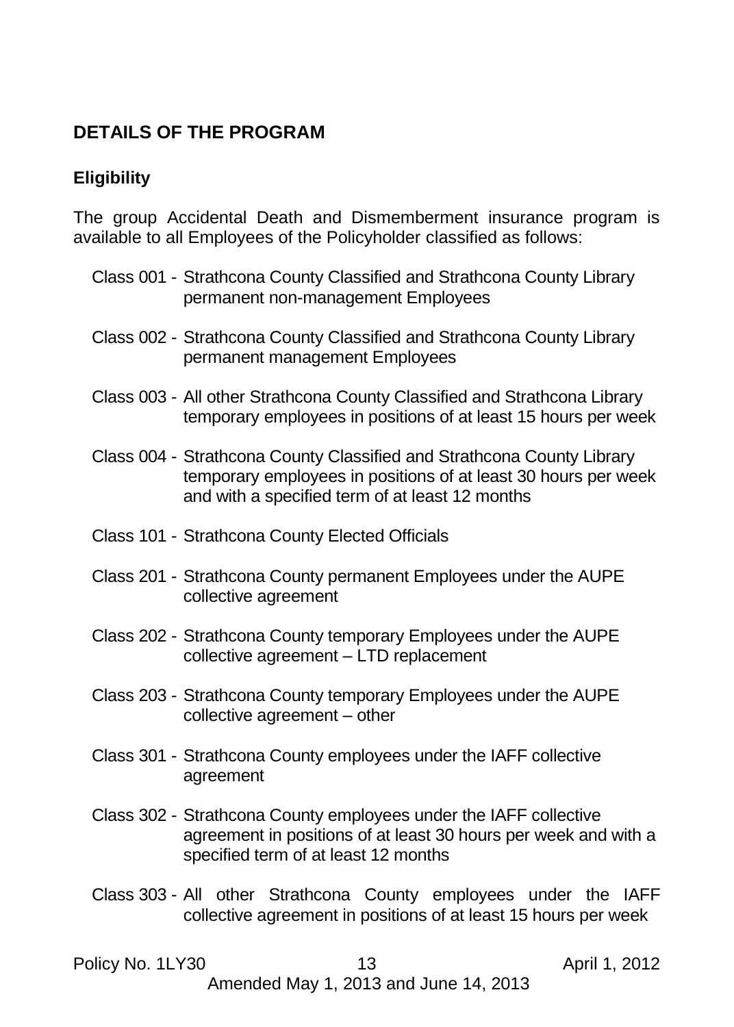## DETAILS OF THE PROGRAM

### Eligibility

The group Accidental Death and Dismemberment insurance program is available to all Employees of the Policyholder classified as follows:

- Class 001 - Strathcona County Classified and Strathcona County Library permanent non-management Employees
- Class 002 - Strathcona County Classified and Strathcona County Library permanent management Employees
- Class 003 - All other Strathcona County Classified and Strathcona Library temporary employees in positions of at least 15 hours per week
- Class 004 - Strathcona County Classified and Strathcona County Library temporary employees in positions of at least 30 hours per week and with a specified term of at least 12 months
- Class 101 - Strathcona County Elected Officials
- Class 201 - Strathcona County permanent Employees under the AUPE collective agreement
- Class 202 - Strathcona County temporary Employees under the AUPE collective agreement – LTD replacement
- Class 203 - Strathcona County temporary Employees under the AUPE collective agreement – other
- Class 301 - Strathcona County employees under the IAFF collective agreement
- Class 302 - Strathcona County employees under the IAFF collective agreement in positions of at least 30 hours per week and with a specified term of at least 12 months
- Class 303 - All other Strathcona County employees under the IAFF collective agreement in positions of at least 15 hours per week

Policy No. 1LY30 — April 1, 2012
Amended May 1, 2013 and June 14, 2013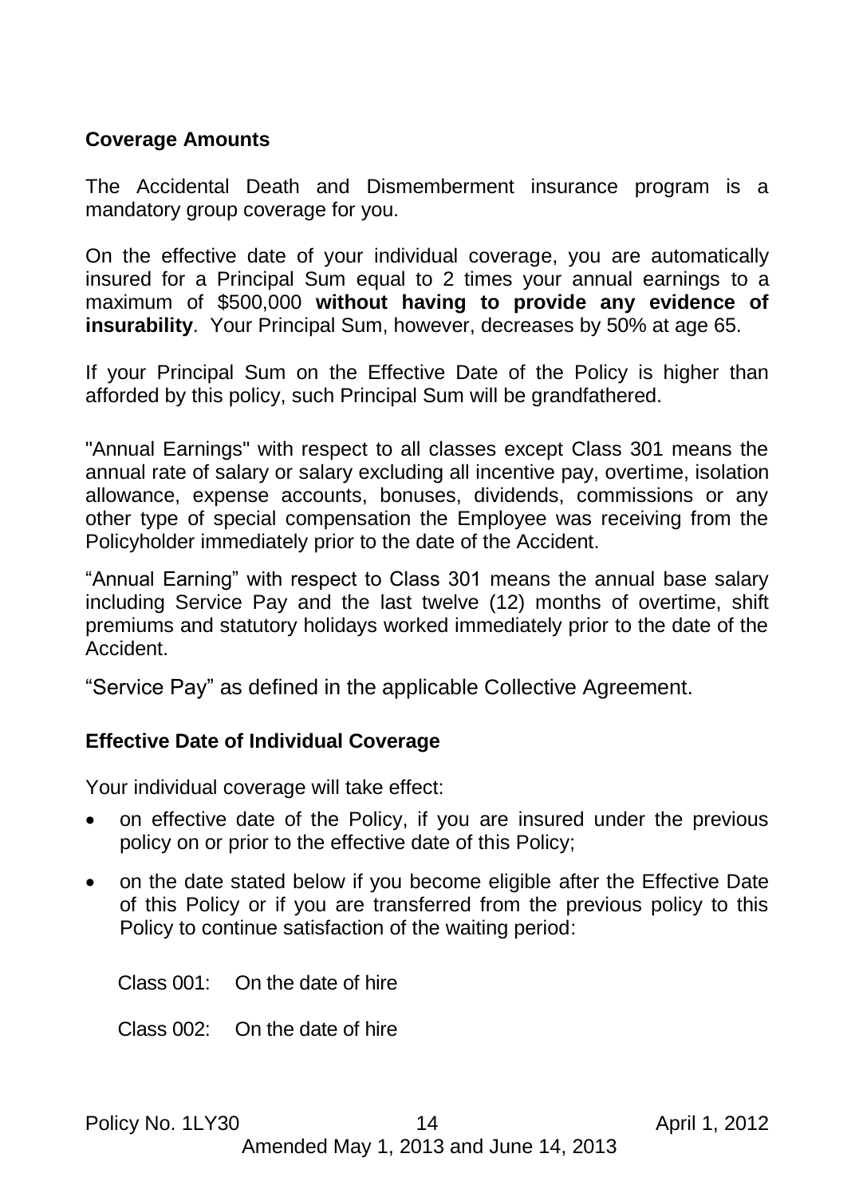## Coverage Amounts

The Accidental Death and Dismemberment insurance program is a mandatory group coverage for you.

On the effective date of your individual coverage, you are automatically insured for a Principal Sum equal to 2 times your annual earnings to a maximum of $500,000 **without having to provide any evidence of insurability**. Your Principal Sum, however, decreases by 50% at age 65.

If your Principal Sum on the Effective Date of the Policy is higher than afforded by this policy, such Principal Sum will be grandfathered.

"Annual Earnings" with respect to all classes except Class 301 means the annual rate of salary or salary excluding all incentive pay, overtime, isolation allowance, expense accounts, bonuses, dividends, commissions or any other type of special compensation the Employee was receiving from the Policyholder immediately prior to the date of the Accident.

"Annual Earning" with respect to Class 301 means the annual base salary including Service Pay and the last twelve (12) months of overtime, shift premiums and statutory holidays worked immediately prior to the date of the Accident.

"Service Pay" as defined in the applicable Collective Agreement.

## Effective Date of Individual Coverage

Your individual coverage will take effect:

- on effective date of the Policy, if you are insured under the previous policy on or prior to the effective date of this Policy;
- on the date stated below if you become eligible after the Effective Date of this Policy or if you are transferred from the previous policy to this Policy to continue satisfaction of the waiting period:

  Class 001: On the date of hire

  Class 002: On the date of hire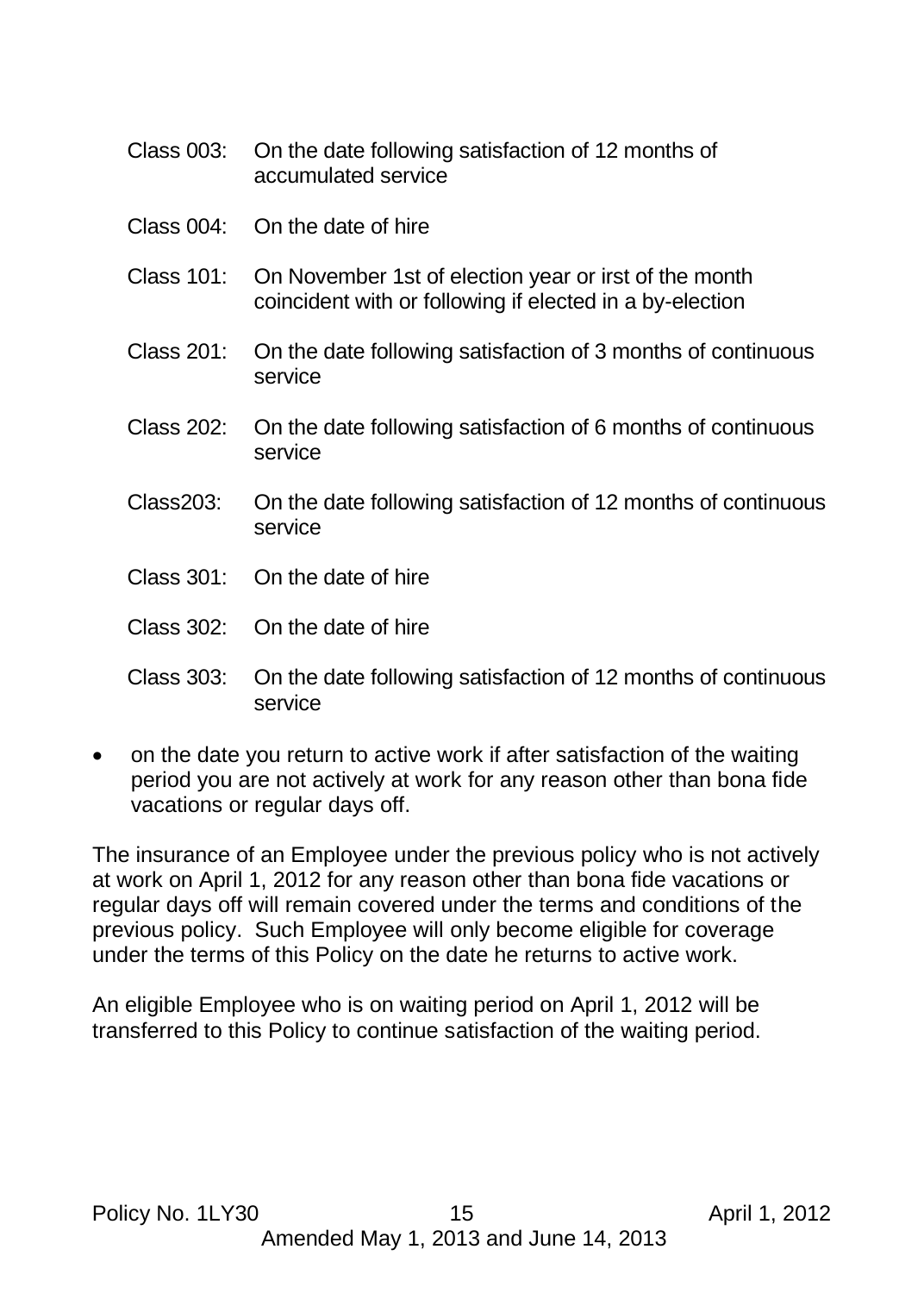Class 003: On the date following satisfaction of 12 months of accumulated service

Class 004: On the date of hire

Class 101: On November 1st of election year or irst of the month coincident with or following if elected in a by-election

Class 201: On the date following satisfaction of 3 months of continuous service

Class 202: On the date following satisfaction of 6 months of continuous service

Class203: On the date following satisfaction of 12 months of continuous service

Class 301: On the date of hire

Class 302: On the date of hire

Class 303: On the date following satisfaction of 12 months of continuous service

- on the date you return to active work if after satisfaction of the waiting period you are not actively at work for any reason other than bona fide vacations or regular days off.

The insurance of an Employee under the previous policy who is not actively at work on April 1, 2012 for any reason other than bona fide vacations or regular days off will remain covered under the terms and conditions of the previous policy. Such Employee will only become eligible for coverage under the terms of this Policy on the date he returns to active work.

An eligible Employee who is on waiting period on April 1, 2012 will be transferred to this Policy to continue satisfaction of the waiting period.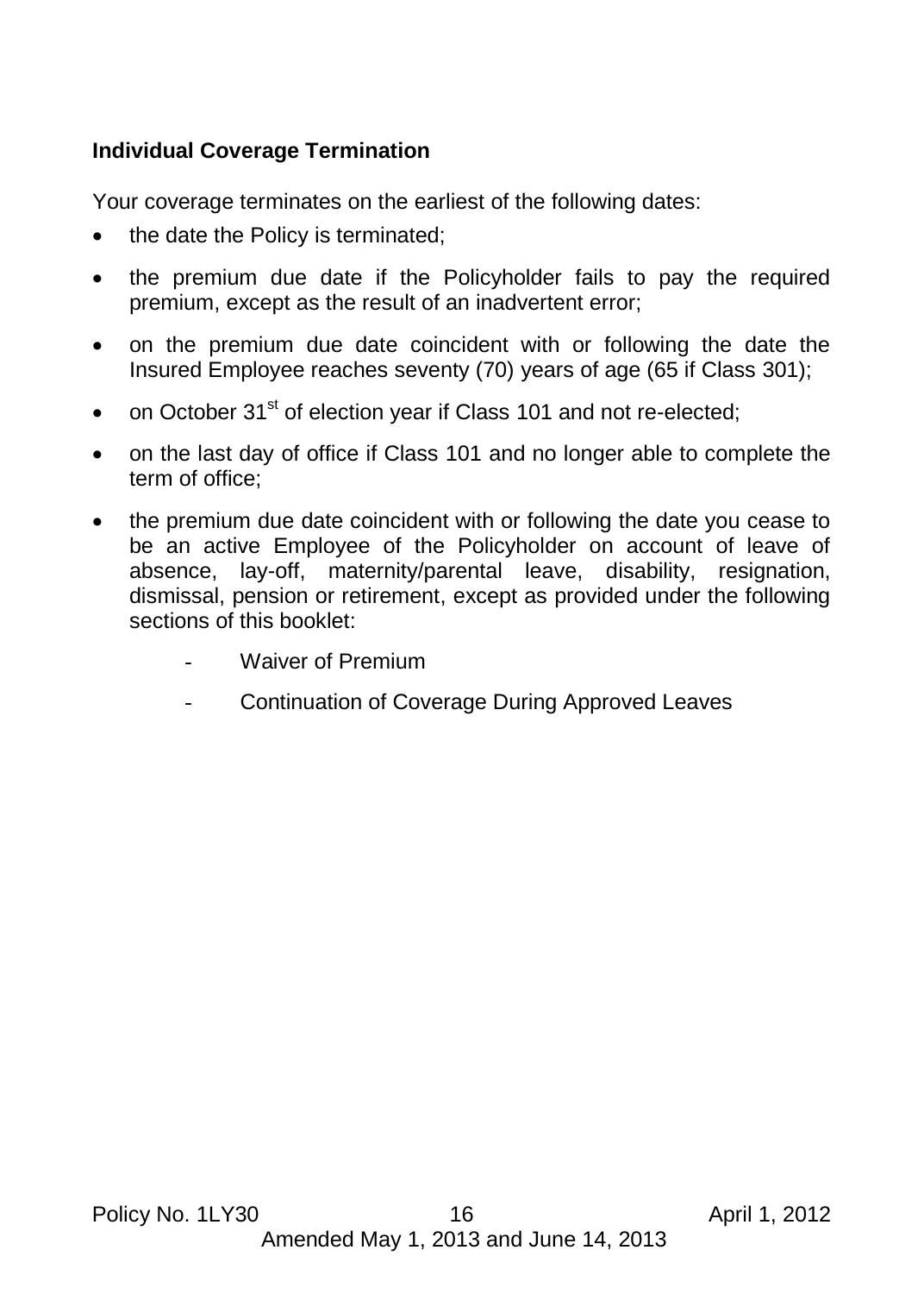**Individual Coverage Termination**

Your coverage terminates on the earliest of the following dates:

- the date the Policy is terminated;
- the premium due date if the Policyholder fails to pay the required premium, except as the result of an inadvertent error;
- on the premium due date coincident with or following the date the Insured Employee reaches seventy (70) years of age (65 if Class 301);
- on October 31st of election year if Class 101 and not re-elected;
- on the last day of office if Class 101 and no longer able to complete the term of office;
- the premium due date coincident with or following the date you cease to be an active Employee of the Policyholder on account of leave of absence, lay-off, maternity/parental leave, disability, resignation, dismissal, pension or retirement, except as provided under the following sections of this booklet:
    - Waiver of Premium
    - Continuation of Coverage During Approved Leaves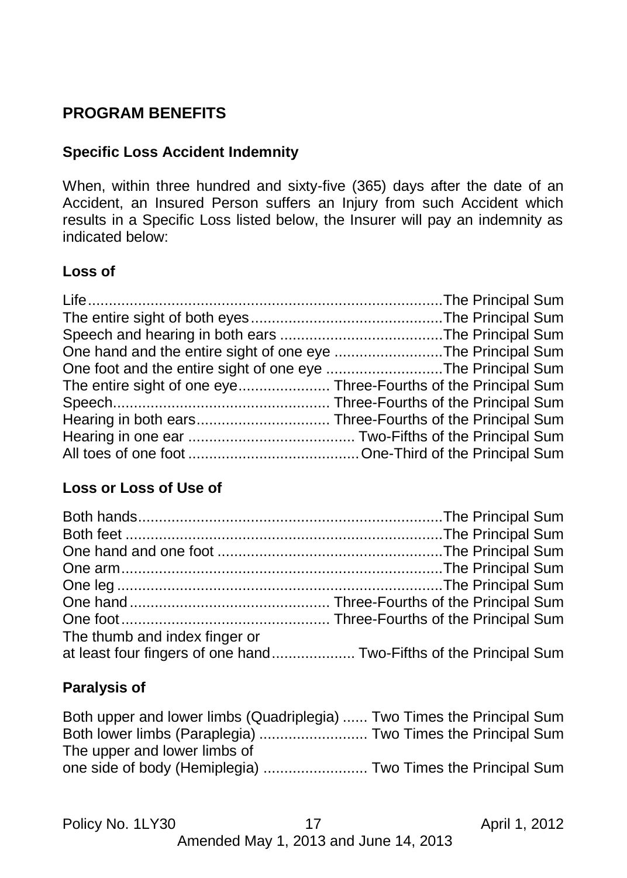## PROGRAM BENEFITS

### Specific Loss Accident Indemnity

When, within three hundred and sixty-five (365) days after the date of an Accident, an Insured Person suffers an Injury from such Accident which results in a Specific Loss listed below, the Insurer will pay an indemnity as indicated below:

#### Loss of

| | |
|---|---|
| Life | The Principal Sum |
| The entire sight of both eyes | The Principal Sum |
| Speech and hearing in both ears | The Principal Sum |
| One hand and the entire sight of one eye | The Principal Sum |
| One foot and the entire sight of one eye | The Principal Sum |
| The entire sight of one eye | Three-Fourths of the Principal Sum |
| Speech | Three-Fourths of the Principal Sum |
| Hearing in both ears | Three-Fourths of the Principal Sum |
| Hearing in one ear | Two-Fifths of the Principal Sum |
| All toes of one foot | One-Third of the Principal Sum |

#### Loss or Loss of Use of

| | |
|---|---|
| Both hands | The Principal Sum |
| Both feet | The Principal Sum |
| One hand and one foot | The Principal Sum |
| One arm | The Principal Sum |
| One leg | The Principal Sum |
| One hand | Three-Fourths of the Principal Sum |
| One foot | Three-Fourths of the Principal Sum |
| The thumb and index finger or at least four fingers of one hand | Two-Fifths of the Principal Sum |

#### Paralysis of

| | |
|---|---|
| Both upper and lower limbs (Quadriplegia) | Two Times the Principal Sum |
| Both lower limbs (Paraplegia) | Two Times the Principal Sum |
| The upper and lower limbs of one side of body (Hemiplegia) | Two Times the Principal Sum |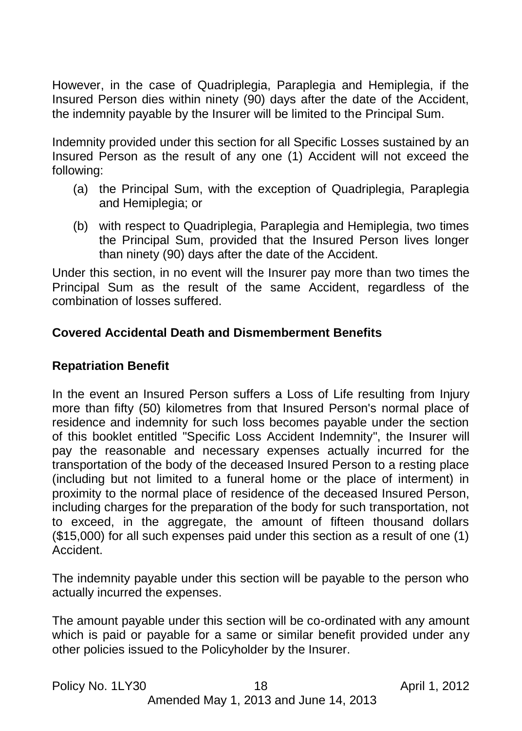However, in the case of Quadriplegia, Paraplegia and Hemiplegia, if the Insured Person dies within ninety (90) days after the date of the Accident, the indemnity payable by the Insurer will be limited to the Principal Sum.

Indemnity provided under this section for all Specific Losses sustained by an Insured Person as the result of any one (1) Accident will not exceed the following:

(a) the Principal Sum, with the exception of Quadriplegia, Paraplegia and Hemiplegia; or

(b) with respect to Quadriplegia, Paraplegia and Hemiplegia, two times the Principal Sum, provided that the Insured Person lives longer than ninety (90) days after the date of the Accident.

Under this section, in no event will the Insurer pay more than two times the Principal Sum as the result of the same Accident, regardless of the combination of losses suffered.

## Covered Accidental Death and Dismemberment Benefits

### Repatriation Benefit

In the event an Insured Person suffers a Loss of Life resulting from Injury more than fifty (50) kilometres from that Insured Person's normal place of residence and indemnity for such loss becomes payable under the section of this booklet entitled "Specific Loss Accident Indemnity", the Insurer will pay the reasonable and necessary expenses actually incurred for the transportation of the body of the deceased Insured Person to a resting place (including but not limited to a funeral home or the place of interment) in proximity to the normal place of residence of the deceased Insured Person, including charges for the preparation of the body for such transportation, not to exceed, in the aggregate, the amount of fifteen thousand dollars ($15,000) for all such expenses paid under this section as a result of one (1) Accident.

The indemnity payable under this section will be payable to the person who actually incurred the expenses.

The amount payable under this section will be co-ordinated with any amount which is paid or payable for a same or similar benefit provided under any other policies issued to the Policyholder by the Insurer.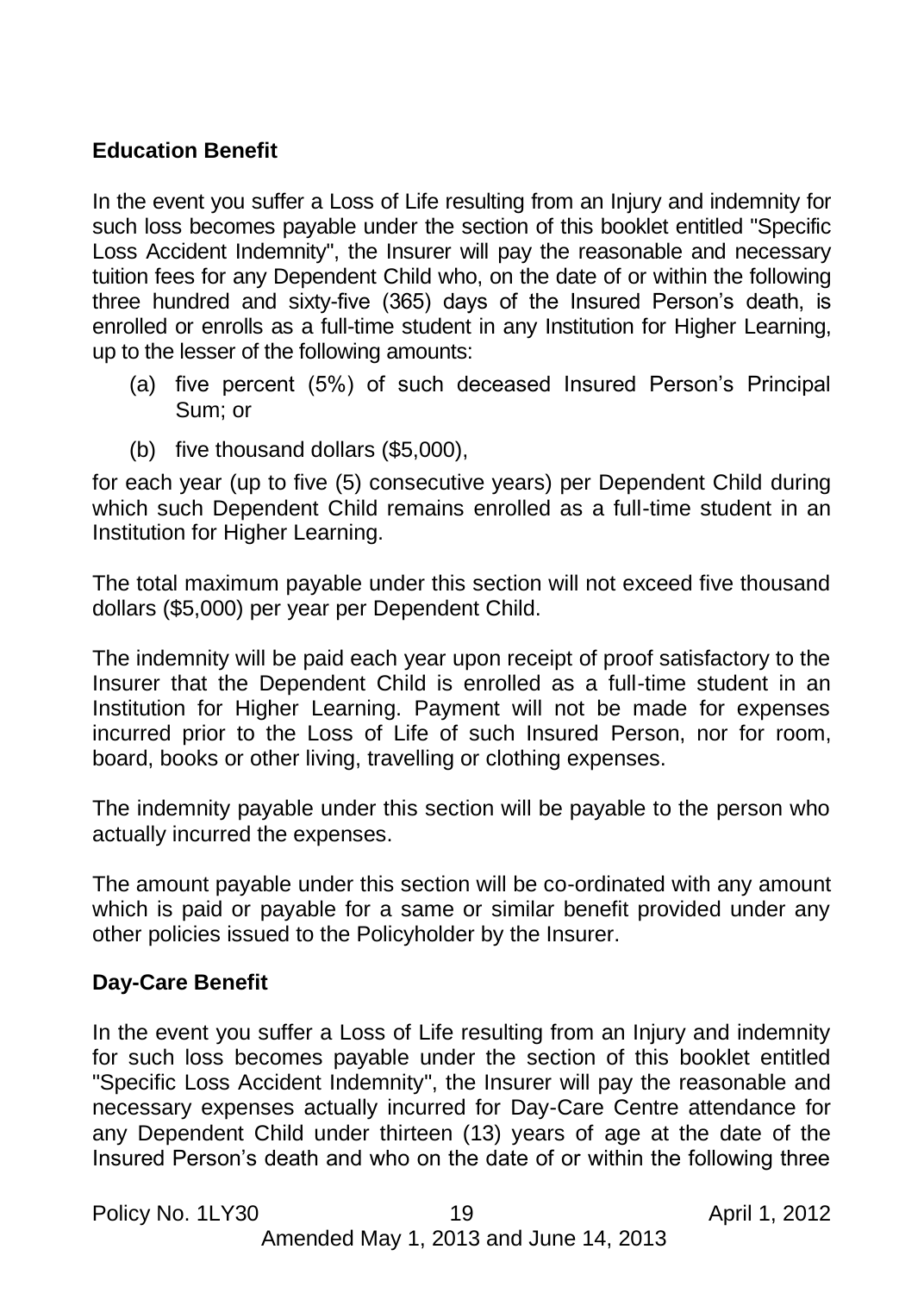**Education Benefit**

In the event you suffer a Loss of Life resulting from an Injury and indemnity for such loss becomes payable under the section of this booklet entitled "Specific Loss Accident Indemnity", the Insurer will pay the reasonable and necessary tuition fees for any Dependent Child who, on the date of or within the following three hundred and sixty-five (365) days of the Insured Person's death, is enrolled or enrolls as a full-time student in any Institution for Higher Learning, up to the lesser of the following amounts:

(a) five percent (5%) of such deceased Insured Person's Principal Sum; or

(b) five thousand dollars ($5,000),

for each year (up to five (5) consecutive years) per Dependent Child during which such Dependent Child remains enrolled as a full-time student in an Institution for Higher Learning.

The total maximum payable under this section will not exceed five thousand dollars ($5,000) per year per Dependent Child.

The indemnity will be paid each year upon receipt of proof satisfactory to the Insurer that the Dependent Child is enrolled as a full-time student in an Institution for Higher Learning. Payment will not be made for expenses incurred prior to the Loss of Life of such Insured Person, nor for room, board, books or other living, travelling or clothing expenses.

The indemnity payable under this section will be payable to the person who actually incurred the expenses.

The amount payable under this section will be co-ordinated with any amount which is paid or payable for a same or similar benefit provided under any other policies issued to the Policyholder by the Insurer.

**Day-Care Benefit**

In the event you suffer a Loss of Life resulting from an Injury and indemnity for such loss becomes payable under the section of this booklet entitled "Specific Loss Accident Indemnity", the Insurer will pay the reasonable and necessary expenses actually incurred for Day-Care Centre attendance for any Dependent Child under thirteen (13) years of age at the date of the Insured Person's death and who on the date of or within the following three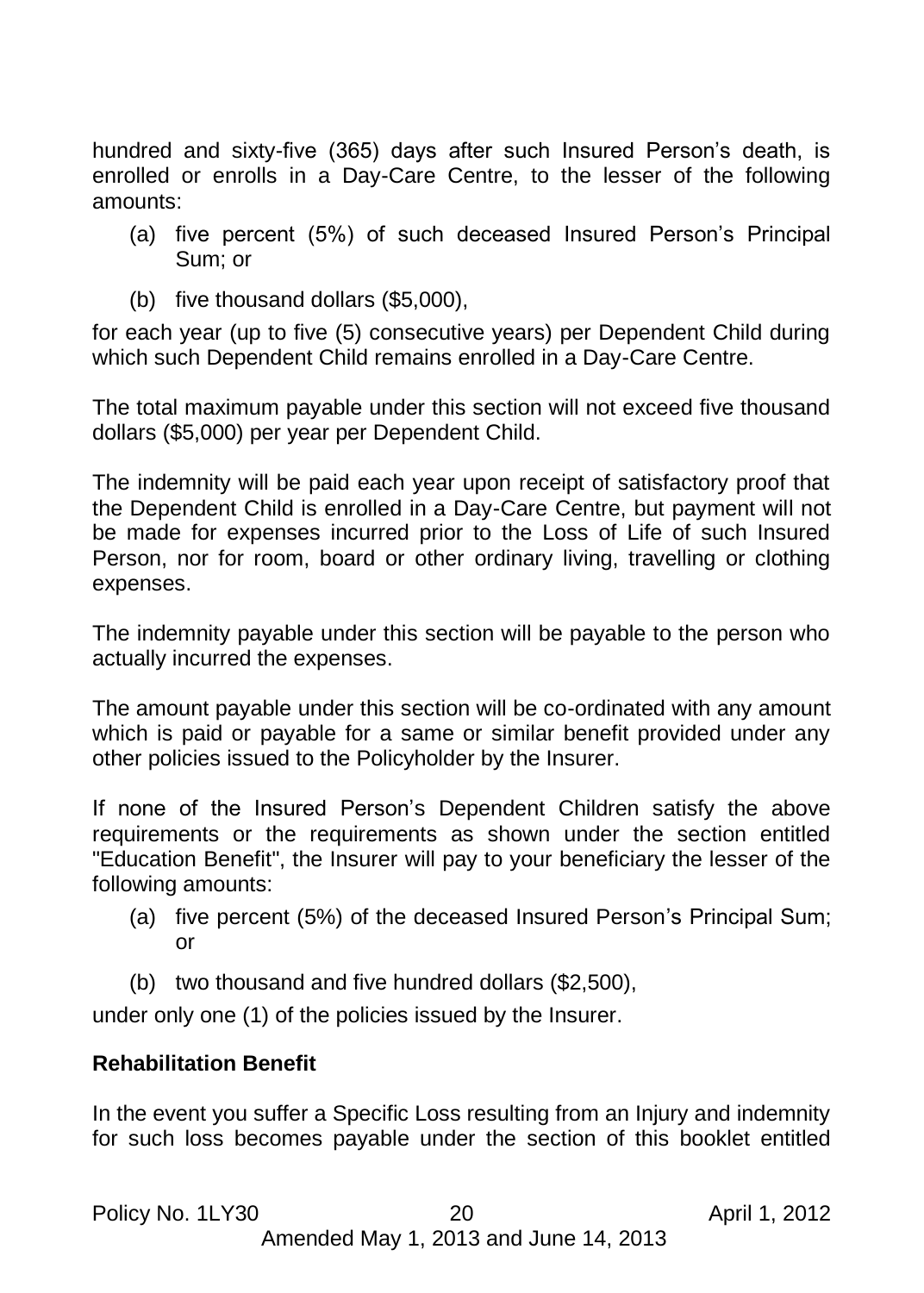hundred and sixty-five (365) days after such Insured Person's death, is enrolled or enrolls in a Day-Care Centre, to the lesser of the following amounts:

(a) five percent (5%) of such deceased Insured Person's Principal Sum; or

(b) five thousand dollars ($5,000),

for each year (up to five (5) consecutive years) per Dependent Child during which such Dependent Child remains enrolled in a Day-Care Centre.

The total maximum payable under this section will not exceed five thousand dollars ($5,000) per year per Dependent Child.

The indemnity will be paid each year upon receipt of satisfactory proof that the Dependent Child is enrolled in a Day-Care Centre, but payment will not be made for expenses incurred prior to the Loss of Life of such Insured Person, nor for room, board or other ordinary living, travelling or clothing expenses.

The indemnity payable under this section will be payable to the person who actually incurred the expenses.

The amount payable under this section will be co-ordinated with any amount which is paid or payable for a same or similar benefit provided under any other policies issued to the Policyholder by the Insurer.

If none of the Insured Person's Dependent Children satisfy the above requirements or the requirements as shown under the section entitled "Education Benefit", the Insurer will pay to your beneficiary the lesser of the following amounts:

(a) five percent (5%) of the deceased Insured Person's Principal Sum; or

(b) two thousand and five hundred dollars ($2,500),

under only one (1) of the policies issued by the Insurer.

**Rehabilitation Benefit**

In the event you suffer a Specific Loss resulting from an Injury and indemnity for such loss becomes payable under the section of this booklet entitled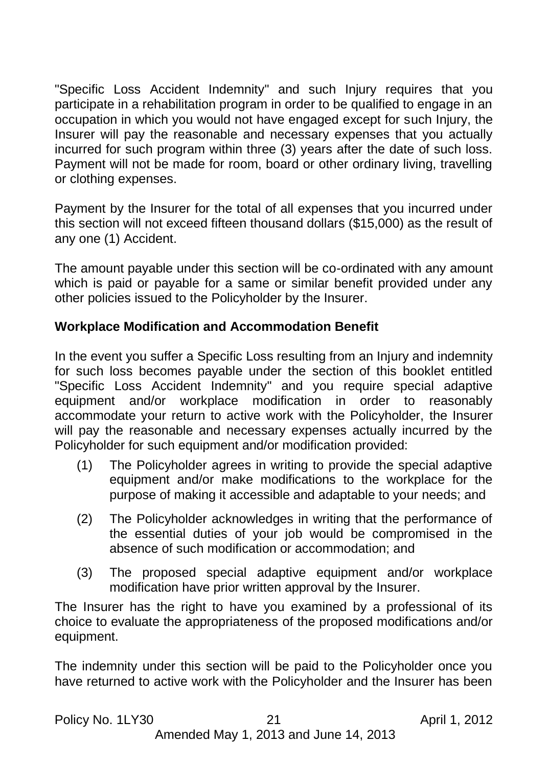"Specific Loss Accident Indemnity" and such Injury requires that you participate in a rehabilitation program in order to be qualified to engage in an occupation in which you would not have engaged except for such Injury, the Insurer will pay the reasonable and necessary expenses that you actually incurred for such program within three (3) years after the date of such loss. Payment will not be made for room, board or other ordinary living, travelling or clothing expenses.

Payment by the Insurer for the total of all expenses that you incurred under this section will not exceed fifteen thousand dollars ($15,000) as the result of any one (1) Accident.

The amount payable under this section will be co-ordinated with any amount which is paid or payable for a same or similar benefit provided under any other policies issued to the Policyholder by the Insurer.

**Workplace Modification and Accommodation Benefit**

In the event you suffer a Specific Loss resulting from an Injury and indemnity for such loss becomes payable under the section of this booklet entitled "Specific Loss Accident Indemnity" and you require special adaptive equipment and/or workplace modification in order to reasonably accommodate your return to active work with the Policyholder, the Insurer will pay the reasonable and necessary expenses actually incurred by the Policyholder for such equipment and/or modification provided:

(1) The Policyholder agrees in writing to provide the special adaptive equipment and/or make modifications to the workplace for the purpose of making it accessible and adaptable to your needs; and

(2) The Policyholder acknowledges in writing that the performance of the essential duties of your job would be compromised in the absence of such modification or accommodation; and

(3) The proposed special adaptive equipment and/or workplace modification have prior written approval by the Insurer.

The Insurer has the right to have you examined by a professional of its choice to evaluate the appropriateness of the proposed modifications and/or equipment.

The indemnity under this section will be paid to the Policyholder once you have returned to active work with the Policyholder and the Insurer has been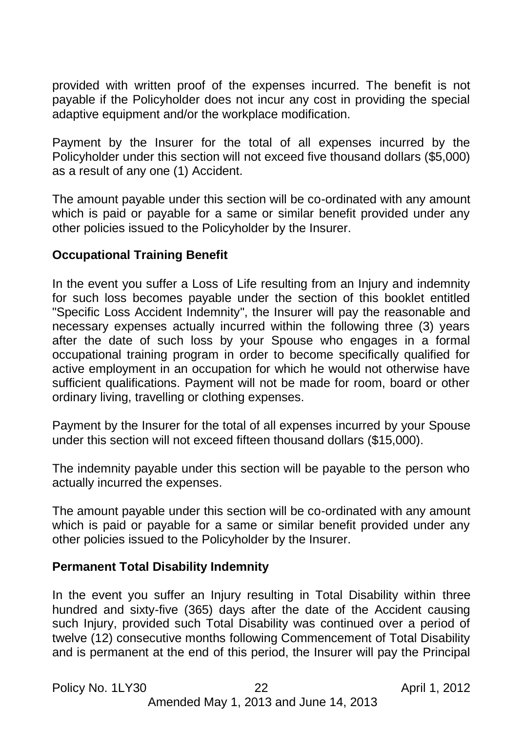provided with written proof of the expenses incurred. The benefit is not payable if the Policyholder does not incur any cost in providing the special adaptive equipment and/or the workplace modification.

Payment by the Insurer for the total of all expenses incurred by the Policyholder under this section will not exceed five thousand dollars ($5,000) as a result of any one (1) Accident.

The amount payable under this section will be co-ordinated with any amount which is paid or payable for a same or similar benefit provided under any other policies issued to the Policyholder by the Insurer.

### Occupational Training Benefit

In the event you suffer a Loss of Life resulting from an Injury and indemnity for such loss becomes payable under the section of this booklet entitled "Specific Loss Accident Indemnity", the Insurer will pay the reasonable and necessary expenses actually incurred within the following three (3) years after the date of such loss by your Spouse who engages in a formal occupational training program in order to become specifically qualified for active employment in an occupation for which he would not otherwise have sufficient qualifications. Payment will not be made for room, board or other ordinary living, travelling or clothing expenses.

Payment by the Insurer for the total of all expenses incurred by your Spouse under this section will not exceed fifteen thousand dollars ($15,000).

The indemnity payable under this section will be payable to the person who actually incurred the expenses.

The amount payable under this section will be co-ordinated with any amount which is paid or payable for a same or similar benefit provided under any other policies issued to the Policyholder by the Insurer.

### Permanent Total Disability Indemnity

In the event you suffer an Injury resulting in Total Disability within three hundred and sixty-five (365) days after the date of the Accident causing such Injury, provided such Total Disability was continued over a period of twelve (12) consecutive months following Commencement of Total Disability and is permanent at the end of this period, the Insurer will pay the Principal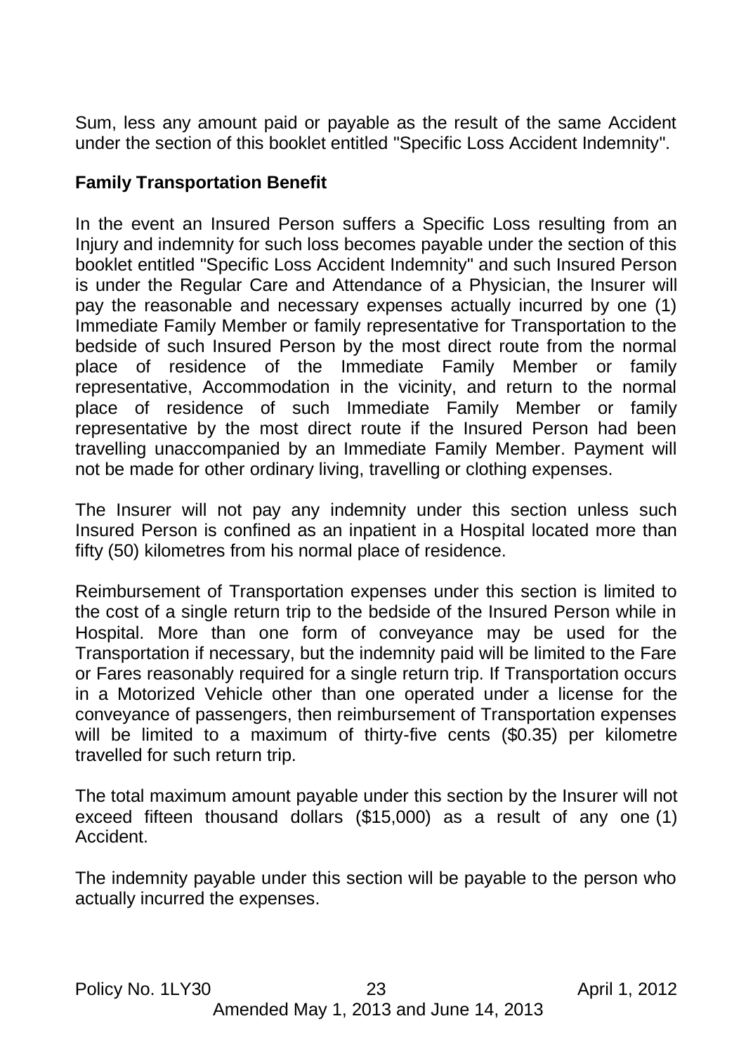Sum, less any amount paid or payable as the result of the same Accident under the section of this booklet entitled "Specific Loss Accident Indemnity".

**Family Transportation Benefit**

In the event an Insured Person suffers a Specific Loss resulting from an Injury and indemnity for such loss becomes payable under the section of this booklet entitled "Specific Loss Accident Indemnity" and such Insured Person is under the Regular Care and Attendance of a Physician, the Insurer will pay the reasonable and necessary expenses actually incurred by one (1) Immediate Family Member or family representative for Transportation to the bedside of such Insured Person by the most direct route from the normal place of residence of the Immediate Family Member or family representative, Accommodation in the vicinity, and return to the normal place of residence of such Immediate Family Member or family representative by the most direct route if the Insured Person had been travelling unaccompanied by an Immediate Family Member. Payment will not be made for other ordinary living, travelling or clothing expenses.

The Insurer will not pay any indemnity under this section unless such Insured Person is confined as an inpatient in a Hospital located more than fifty (50) kilometres from his normal place of residence.

Reimbursement of Transportation expenses under this section is limited to the cost of a single return trip to the bedside of the Insured Person while in Hospital. More than one form of conveyance may be used for the Transportation if necessary, but the indemnity paid will be limited to the Fare or Fares reasonably required for a single return trip. If Transportation occurs in a Motorized Vehicle other than one operated under a license for the conveyance of passengers, then reimbursement of Transportation expenses will be limited to a maximum of thirty-five cents ($0.35) per kilometre travelled for such return trip.

The total maximum amount payable under this section by the Insurer will not exceed fifteen thousand dollars ($15,000) as a result of any one (1) Accident.

The indemnity payable under this section will be payable to the person who actually incurred the expenses.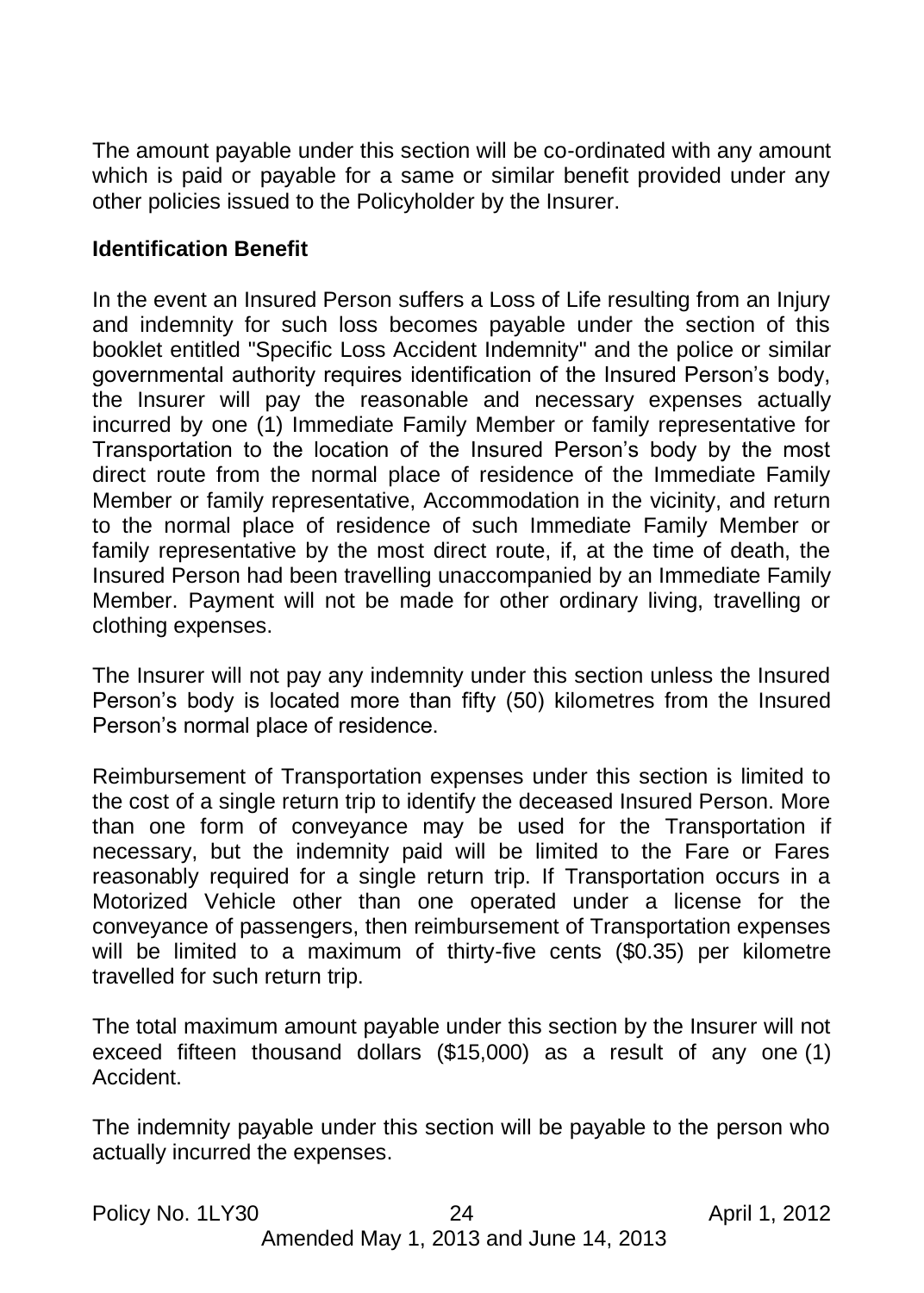The amount payable under this section will be co-ordinated with any amount which is paid or payable for a same or similar benefit provided under any other policies issued to the Policyholder by the Insurer.

**Identification Benefit**

In the event an Insured Person suffers a Loss of Life resulting from an Injury and indemnity for such loss becomes payable under the section of this booklet entitled "Specific Loss Accident Indemnity" and the police or similar governmental authority requires identification of the Insured Person's body, the Insurer will pay the reasonable and necessary expenses actually incurred by one (1) Immediate Family Member or family representative for Transportation to the location of the Insured Person's body by the most direct route from the normal place of residence of the Immediate Family Member or family representative, Accommodation in the vicinity, and return to the normal place of residence of such Immediate Family Member or family representative by the most direct route, if, at the time of death, the Insured Person had been travelling unaccompanied by an Immediate Family Member. Payment will not be made for other ordinary living, travelling or clothing expenses.

The Insurer will not pay any indemnity under this section unless the Insured Person's body is located more than fifty (50) kilometres from the Insured Person's normal place of residence.

Reimbursement of Transportation expenses under this section is limited to the cost of a single return trip to identify the deceased Insured Person. More than one form of conveyance may be used for the Transportation if necessary, but the indemnity paid will be limited to the Fare or Fares reasonably required for a single return trip. If Transportation occurs in a Motorized Vehicle other than one operated under a license for the conveyance of passengers, then reimbursement of Transportation expenses will be limited to a maximum of thirty-five cents ($0.35) per kilometre travelled for such return trip.

The total maximum amount payable under this section by the Insurer will not exceed fifteen thousand dollars ($15,000) as a result of any one (1) Accident.

The indemnity payable under this section will be payable to the person who actually incurred the expenses.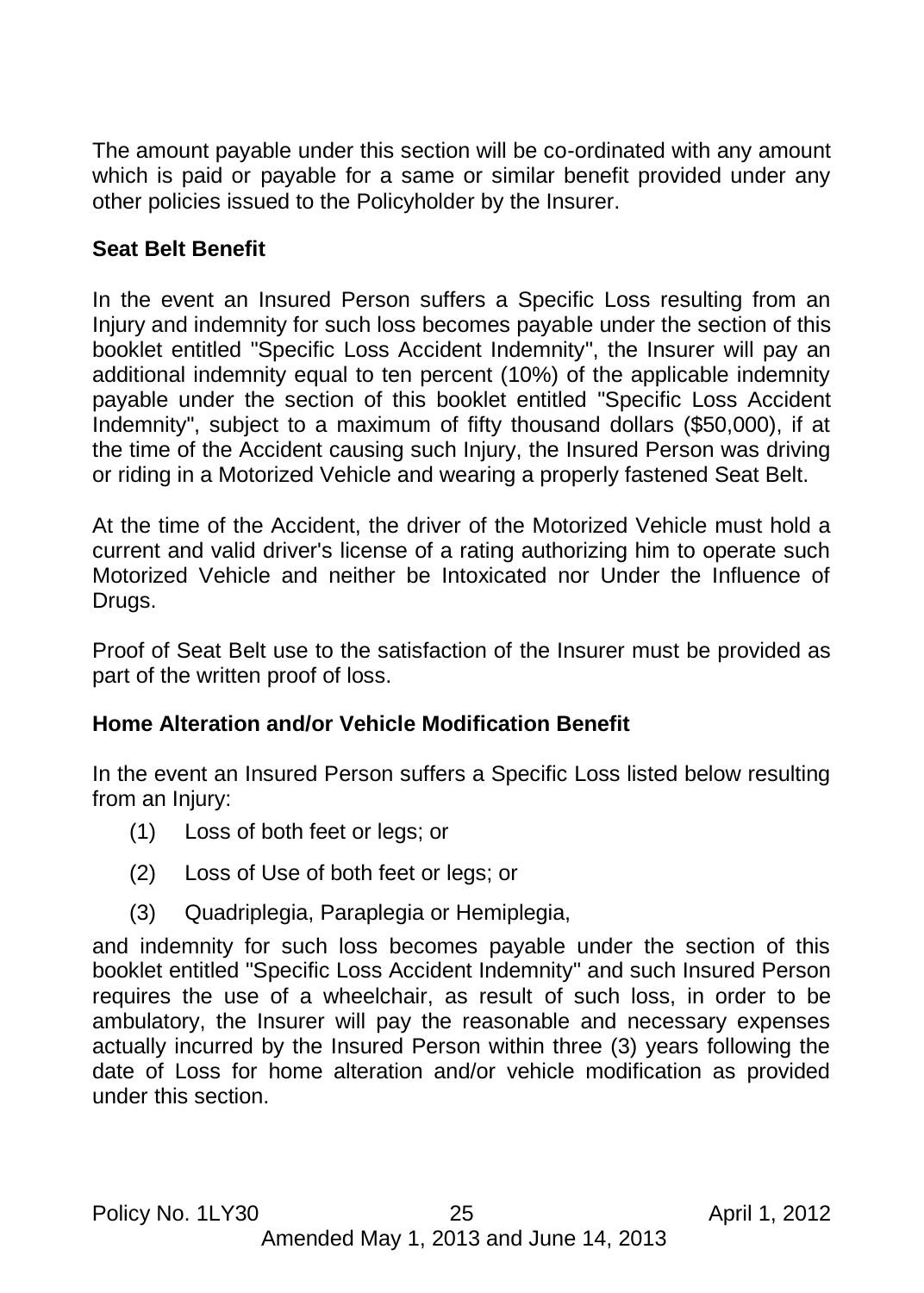The amount payable under this section will be co-ordinated with any amount which is paid or payable for a same or similar benefit provided under any other policies issued to the Policyholder by the Insurer.

**Seat Belt Benefit**

In the event an Insured Person suffers a Specific Loss resulting from an Injury and indemnity for such loss becomes payable under the section of this booklet entitled "Specific Loss Accident Indemnity", the Insurer will pay an additional indemnity equal to ten percent (10%) of the applicable indemnity payable under the section of this booklet entitled "Specific Loss Accident Indemnity", subject to a maximum of fifty thousand dollars ($50,000), if at the time of the Accident causing such Injury, the Insured Person was driving or riding in a Motorized Vehicle and wearing a properly fastened Seat Belt.

At the time of the Accident, the driver of the Motorized Vehicle must hold a current and valid driver's license of a rating authorizing him to operate such Motorized Vehicle and neither be Intoxicated nor Under the Influence of Drugs.

Proof of Seat Belt use to the satisfaction of the Insurer must be provided as part of the written proof of loss.

**Home Alteration and/or Vehicle Modification Benefit**

In the event an Insured Person suffers a Specific Loss listed below resulting from an Injury:

(1) Loss of both feet or legs; or

(2) Loss of Use of both feet or legs; or

(3) Quadriplegia, Paraplegia or Hemiplegia,

and indemnity for such loss becomes payable under the section of this booklet entitled "Specific Loss Accident Indemnity" and such Insured Person requires the use of a wheelchair, as result of such loss, in order to be ambulatory, the Insurer will pay the reasonable and necessary expenses actually incurred by the Insured Person within three (3) years following the date of Loss for home alteration and/or vehicle modification as provided under this section.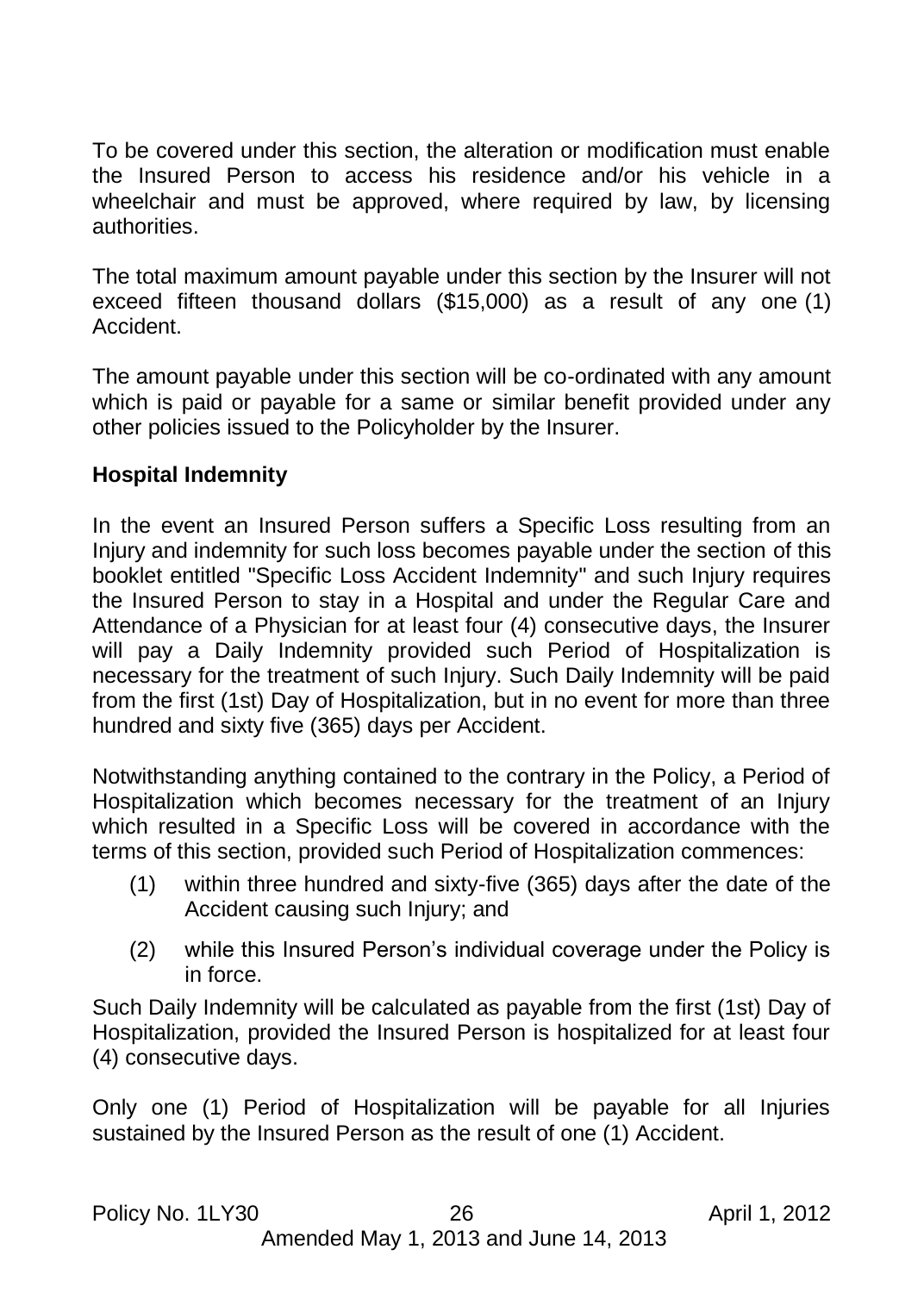To be covered under this section, the alteration or modification must enable the Insured Person to access his residence and/or his vehicle in a wheelchair and must be approved, where required by law, by licensing authorities.

The total maximum amount payable under this section by the Insurer will not exceed fifteen thousand dollars ($15,000) as a result of any one (1) Accident.

The amount payable under this section will be co-ordinated with any amount which is paid or payable for a same or similar benefit provided under any other policies issued to the Policyholder by the Insurer.

**Hospital Indemnity**

In the event an Insured Person suffers a Specific Loss resulting from an Injury and indemnity for such loss becomes payable under the section of this booklet entitled "Specific Loss Accident Indemnity" and such Injury requires the Insured Person to stay in a Hospital and under the Regular Care and Attendance of a Physician for at least four (4) consecutive days, the Insurer will pay a Daily Indemnity provided such Period of Hospitalization is necessary for the treatment of such Injury. Such Daily Indemnity will be paid from the first (1st) Day of Hospitalization, but in no event for more than three hundred and sixty five (365) days per Accident.

Notwithstanding anything contained to the contrary in the Policy, a Period of Hospitalization which becomes necessary for the treatment of an Injury which resulted in a Specific Loss will be covered in accordance with the terms of this section, provided such Period of Hospitalization commences:

(1) within three hundred and sixty-five (365) days after the date of the Accident causing such Injury; and

(2) while this Insured Person's individual coverage under the Policy is in force.

Such Daily Indemnity will be calculated as payable from the first (1st) Day of Hospitalization, provided the Insured Person is hospitalized for at least four (4) consecutive days.

Only one (1) Period of Hospitalization will be payable for all Injuries sustained by the Insured Person as the result of one (1) Accident.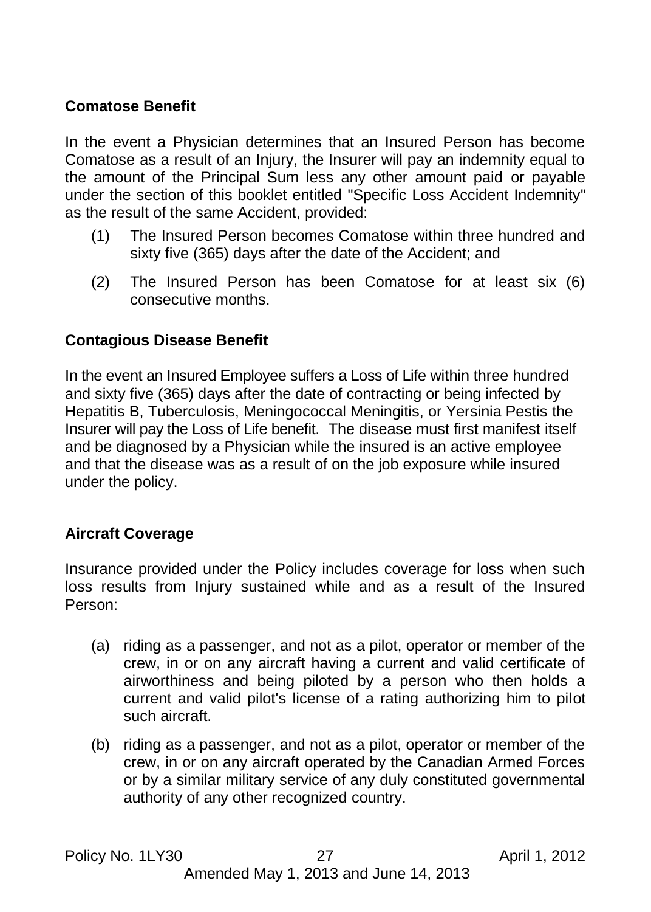### Comatose Benefit

In the event a Physician determines that an Insured Person has become Comatose as a result of an Injury, the Insurer will pay an indemnity equal to the amount of the Principal Sum less any other amount paid or payable under the section of this booklet entitled "Specific Loss Accident Indemnity" as the result of the same Accident, provided:

(1) The Insured Person becomes Comatose within three hundred and sixty five (365) days after the date of the Accident; and

(2) The Insured Person has been Comatose for at least six (6) consecutive months.

### Contagious Disease Benefit

In the event an Insured Employee suffers a Loss of Life within three hundred and sixty five (365) days after the date of contracting or being infected by Hepatitis B, Tuberculosis, Meningococcal Meningitis, or Yersinia Pestis the Insurer will pay the Loss of Life benefit. The disease must first manifest itself and be diagnosed by a Physician while the insured is an active employee and that the disease was as a result of on the job exposure while insured under the policy.

### Aircraft Coverage

Insurance provided under the Policy includes coverage for loss when such loss results from Injury sustained while and as a result of the Insured Person:

(a) riding as a passenger, and not as a pilot, operator or member of the crew, in or on any aircraft having a current and valid certificate of airworthiness and being piloted by a person who then holds a current and valid pilot's license of a rating authorizing him to pilot such aircraft.

(b) riding as a passenger, and not as a pilot, operator or member of the crew, in or on any aircraft operated by the Canadian Armed Forces or by a similar military service of any duly constituted governmental authority of any other recognized country.

Policy No. 1LY30 April 1, 2012
Amended May 1, 2013 and June 14, 2013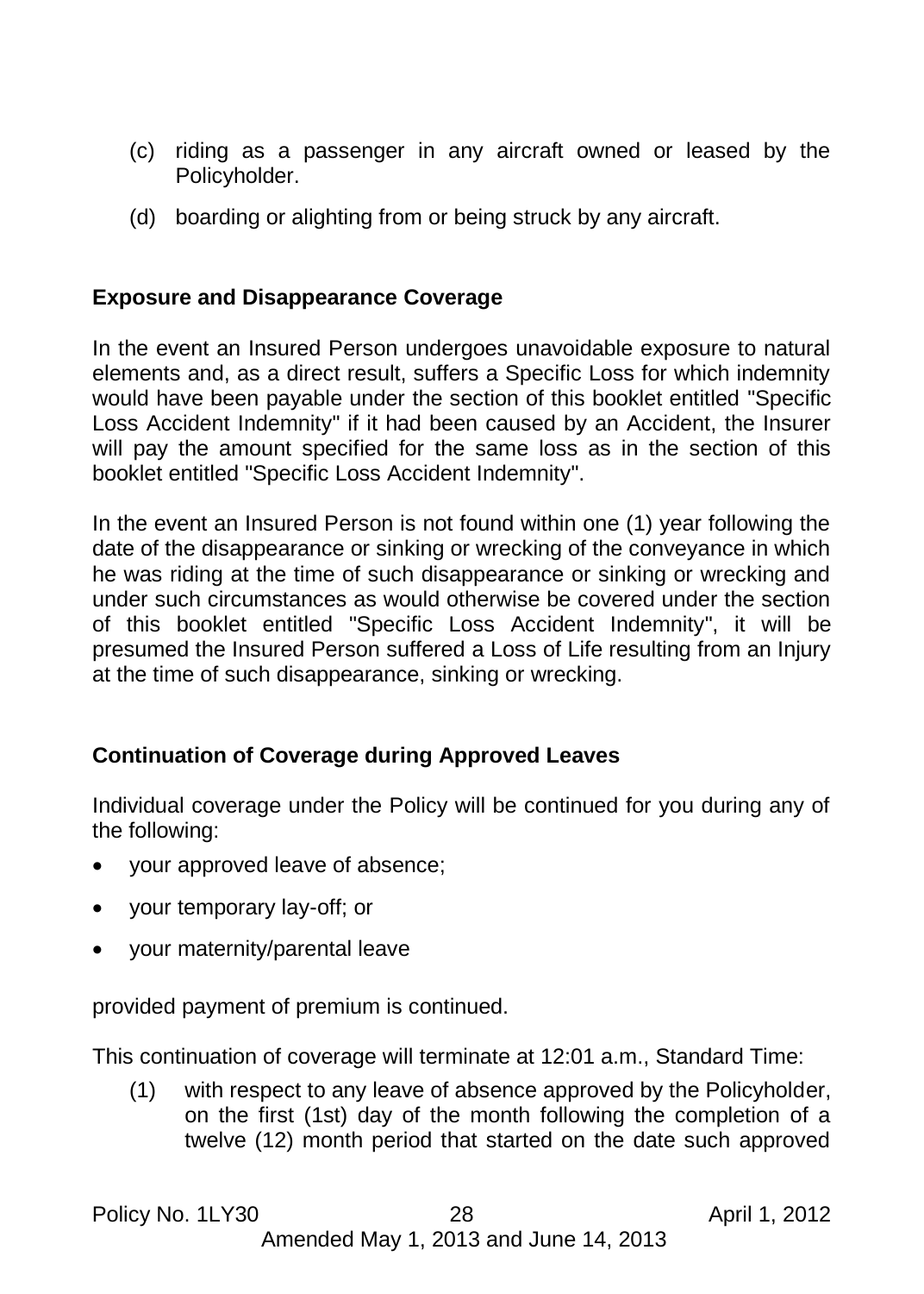(c) riding as a passenger in any aircraft owned or leased by the Policyholder.

(d) boarding or alighting from or being struck by any aircraft.

**Exposure and Disappearance Coverage**

In the event an Insured Person undergoes unavoidable exposure to natural elements and, as a direct result, suffers a Specific Loss for which indemnity would have been payable under the section of this booklet entitled "Specific Loss Accident Indemnity" if it had been caused by an Accident, the Insurer will pay the amount specified for the same loss as in the section of this booklet entitled "Specific Loss Accident Indemnity".

In the event an Insured Person is not found within one (1) year following the date of the disappearance or sinking or wrecking of the conveyance in which he was riding at the time of such disappearance or sinking or wrecking and under such circumstances as would otherwise be covered under the section of this booklet entitled "Specific Loss Accident Indemnity", it will be presumed the Insured Person suffered a Loss of Life resulting from an Injury at the time of such disappearance, sinking or wrecking.

**Continuation of Coverage during Approved Leaves**

Individual coverage under the Policy will be continued for you during any of the following:

- your approved leave of absence;
- your temporary lay-off; or
- your maternity/parental leave

provided payment of premium is continued.

This continuation of coverage will terminate at 12:01 a.m., Standard Time:

(1) with respect to any leave of absence approved by the Policyholder, on the first (1st) day of the month following the completion of a twelve (12) month period that started on the date such approved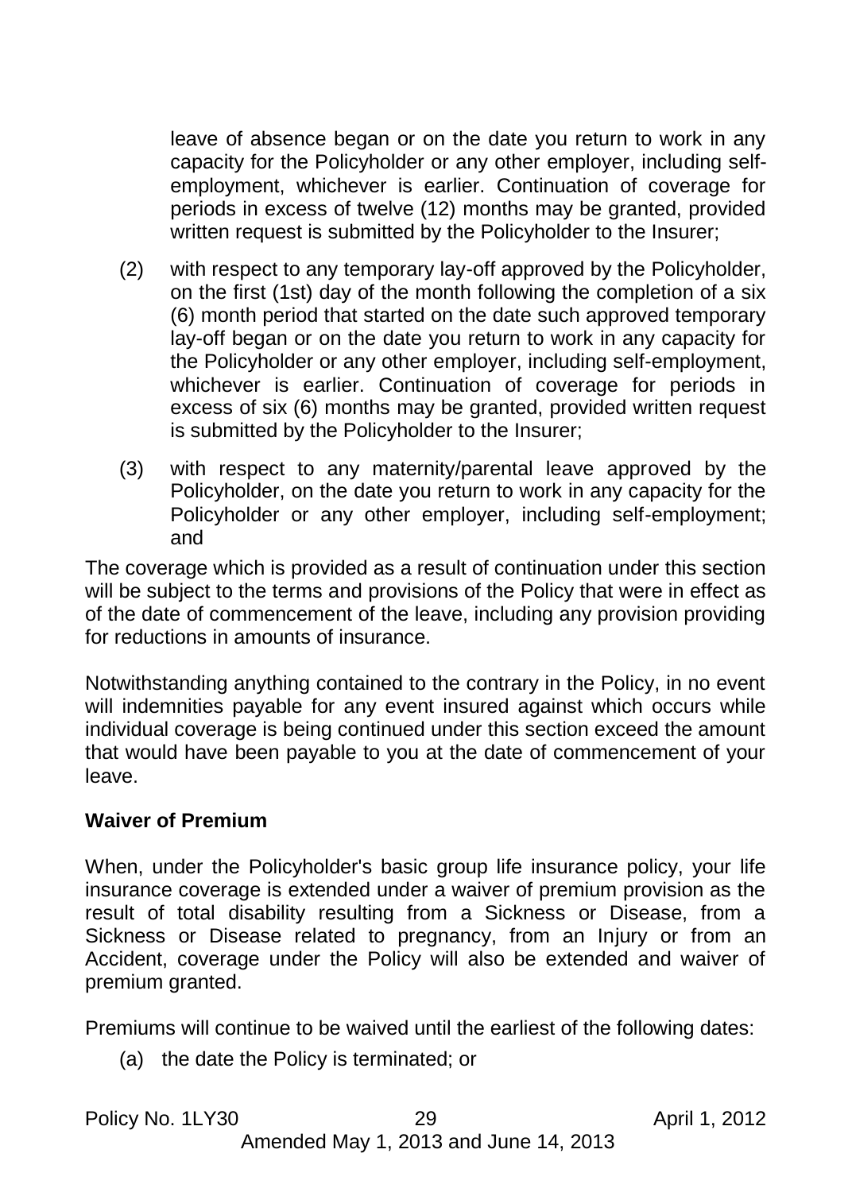leave of absence began or on the date you return to work in any capacity for the Policyholder or any other employer, including self-employment, whichever is earlier. Continuation of coverage for periods in excess of twelve (12) months may be granted, provided written request is submitted by the Policyholder to the Insurer;

(2) with respect to any temporary lay-off approved by the Policyholder, on the first (1st) day of the month following the completion of a six (6) month period that started on the date such approved temporary lay-off began or on the date you return to work in any capacity for the Policyholder or any other employer, including self-employment, whichever is earlier. Continuation of coverage for periods in excess of six (6) months may be granted, provided written request is submitted by the Policyholder to the Insurer;

(3) with respect to any maternity/parental leave approved by the Policyholder, on the date you return to work in any capacity for the Policyholder or any other employer, including self-employment; and

The coverage which is provided as a result of continuation under this section will be subject to the terms and provisions of the Policy that were in effect as of the date of commencement of the leave, including any provision providing for reductions in amounts of insurance.

Notwithstanding anything contained to the contrary in the Policy, in no event will indemnities payable for any event insured against which occurs while individual coverage is being continued under this section exceed the amount that would have been payable to you at the date of commencement of your leave.

**Waiver of Premium**

When, under the Policyholder's basic group life insurance policy, your life insurance coverage is extended under a waiver of premium provision as the result of total disability resulting from a Sickness or Disease, from a Sickness or Disease related to pregnancy, from an Injury or from an Accident, coverage under the Policy will also be extended and waiver of premium granted.

Premiums will continue to be waived until the earliest of the following dates:

(a) the date the Policy is terminated; or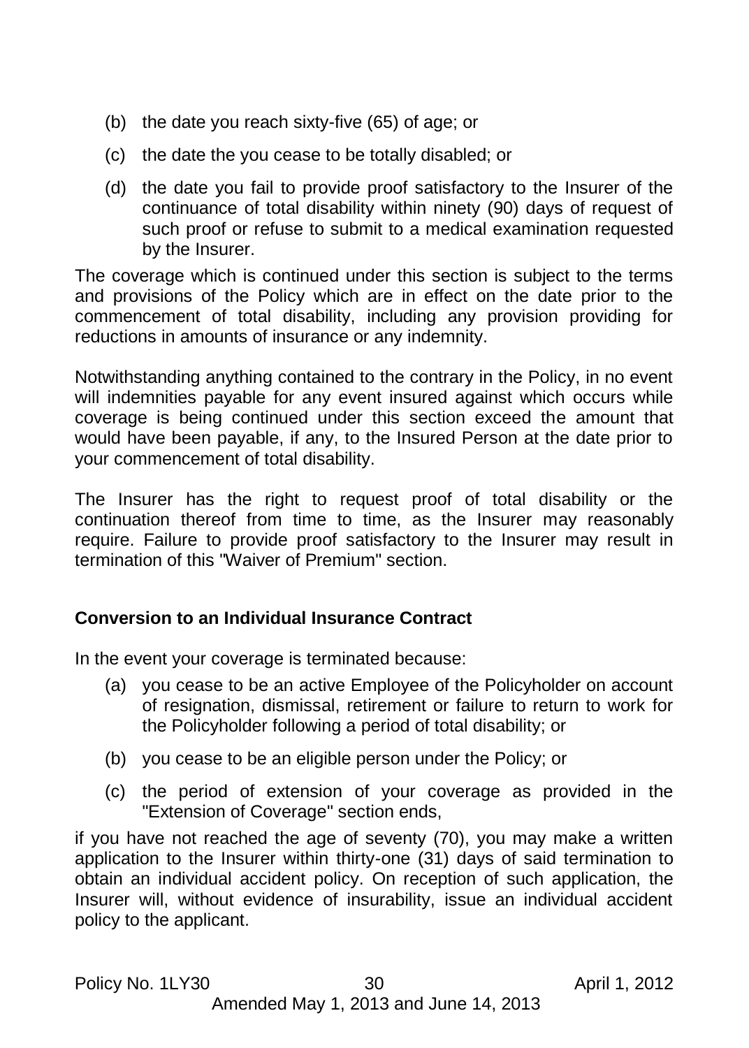(b) the date you reach sixty-five (65) of age; or

(c) the date the you cease to be totally disabled; or

(d) the date you fail to provide proof satisfactory to the Insurer of the continuance of total disability within ninety (90) days of request of such proof or refuse to submit to a medical examination requested by the Insurer.

The coverage which is continued under this section is subject to the terms and provisions of the Policy which are in effect on the date prior to the commencement of total disability, including any provision providing for reductions in amounts of insurance or any indemnity.

Notwithstanding anything contained to the contrary in the Policy, in no event will indemnities payable for any event insured against which occurs while coverage is being continued under this section exceed the amount that would have been payable, if any, to the Insured Person at the date prior to your commencement of total disability.

The Insurer has the right to request proof of total disability or the continuation thereof from time to time, as the Insurer may reasonably require. Failure to provide proof satisfactory to the Insurer may result in termination of this "Waiver of Premium" section.

**Conversion to an Individual Insurance Contract**

In the event your coverage is terminated because:

(a) you cease to be an active Employee of the Policyholder on account of resignation, dismissal, retirement or failure to return to work for the Policyholder following a period of total disability; or

(b) you cease to be an eligible person under the Policy; or

(c) the period of extension of your coverage as provided in the "Extension of Coverage" section ends,

if you have not reached the age of seventy (70), you may make a written application to the Insurer within thirty-one (31) days of said termination to obtain an individual accident policy. On reception of such application, the Insurer will, without evidence of insurability, issue an individual accident policy to the applicant.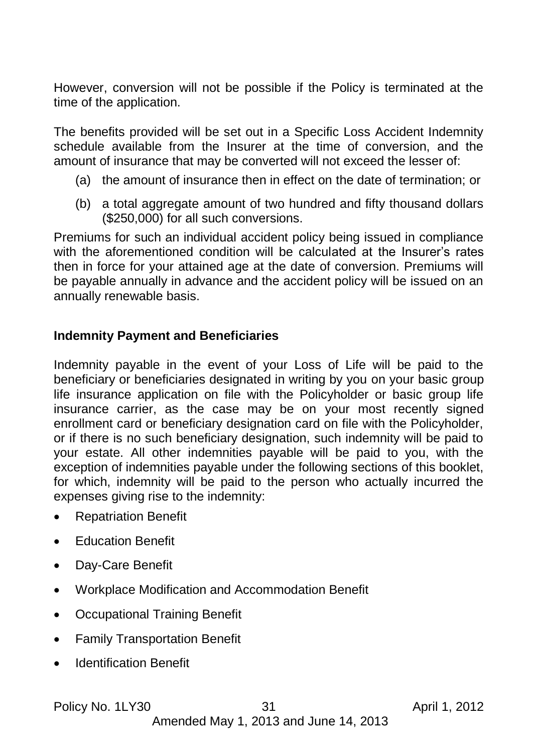However, conversion will not be possible if the Policy is terminated at the time of the application.

The benefits provided will be set out in a Specific Loss Accident Indemnity schedule available from the Insurer at the time of conversion, and the amount of insurance that may be converted will not exceed the lesser of:

(a) the amount of insurance then in effect on the date of termination; or

(b) a total aggregate amount of two hundred and fifty thousand dollars ($250,000) for all such conversions.

Premiums for such an individual accident policy being issued in compliance with the aforementioned condition will be calculated at the Insurer's rates then in force for your attained age at the date of conversion. Premiums will be payable annually in advance and the accident policy will be issued on an annually renewable basis.

## Indemnity Payment and Beneficiaries

Indemnity payable in the event of your Loss of Life will be paid to the beneficiary or beneficiaries designated in writing by you on your basic group life insurance application on file with the Policyholder or basic group life insurance carrier, as the case may be on your most recently signed enrollment card or beneficiary designation card on file with the Policyholder, or if there is no such beneficiary designation, such indemnity will be paid to your estate. All other indemnities payable will be paid to you, with the exception of indemnities payable under the following sections of this booklet, for which, indemnity will be paid to the person who actually incurred the expenses giving rise to the indemnity:

- Repatriation Benefit
- Education Benefit
- Day-Care Benefit
- Workplace Modification and Accommodation Benefit
- Occupational Training Benefit
- Family Transportation Benefit
- Identification Benefit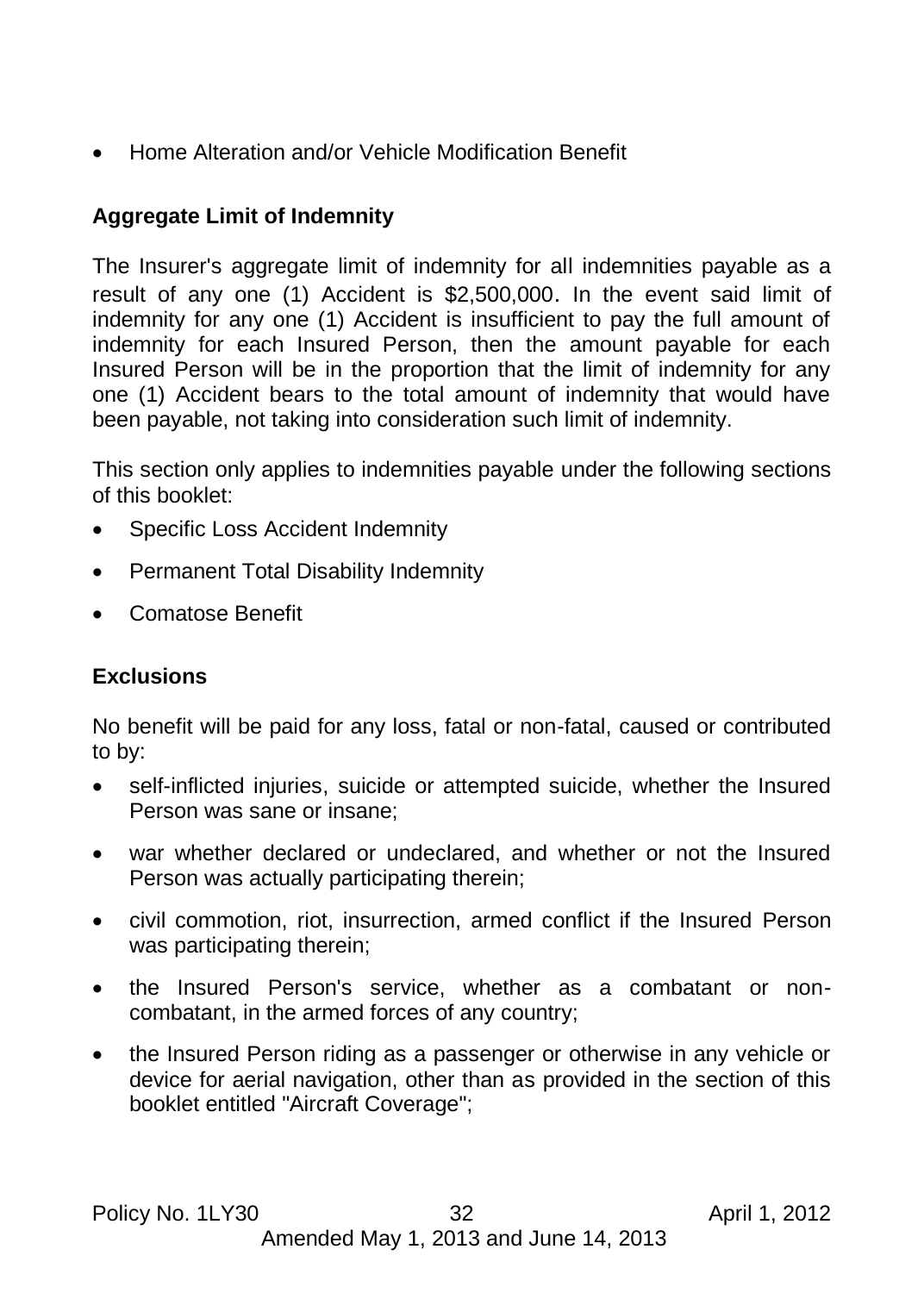- Home Alteration and/or Vehicle Modification Benefit

## Aggregate Limit of Indemnity

The Insurer's aggregate limit of indemnity for all indemnities payable as a result of any one (1) Accident is $2,500,000. In the event said limit of indemnity for any one (1) Accident is insufficient to pay the full amount of indemnity for each Insured Person, then the amount payable for each Insured Person will be in the proportion that the limit of indemnity for any one (1) Accident bears to the total amount of indemnity that would have been payable, not taking into consideration such limit of indemnity.

This section only applies to indemnities payable under the following sections of this booklet:

- Specific Loss Accident Indemnity
- Permanent Total Disability Indemnity
- Comatose Benefit

## Exclusions

No benefit will be paid for any loss, fatal or non-fatal, caused or contributed to by:

- self-inflicted injuries, suicide or attempted suicide, whether the Insured Person was sane or insane;
- war whether declared or undeclared, and whether or not the Insured Person was actually participating therein;
- civil commotion, riot, insurrection, armed conflict if the Insured Person was participating therein;
- the Insured Person's service, whether as a combatant or non-combatant, in the armed forces of any country;
- the Insured Person riding as a passenger or otherwise in any vehicle or device for aerial navigation, other than as provided in the section of this booklet entitled "Aircraft Coverage";

Policy No. 1LY30 April 1, 2012
Amended May 1, 2013 and June 14, 2013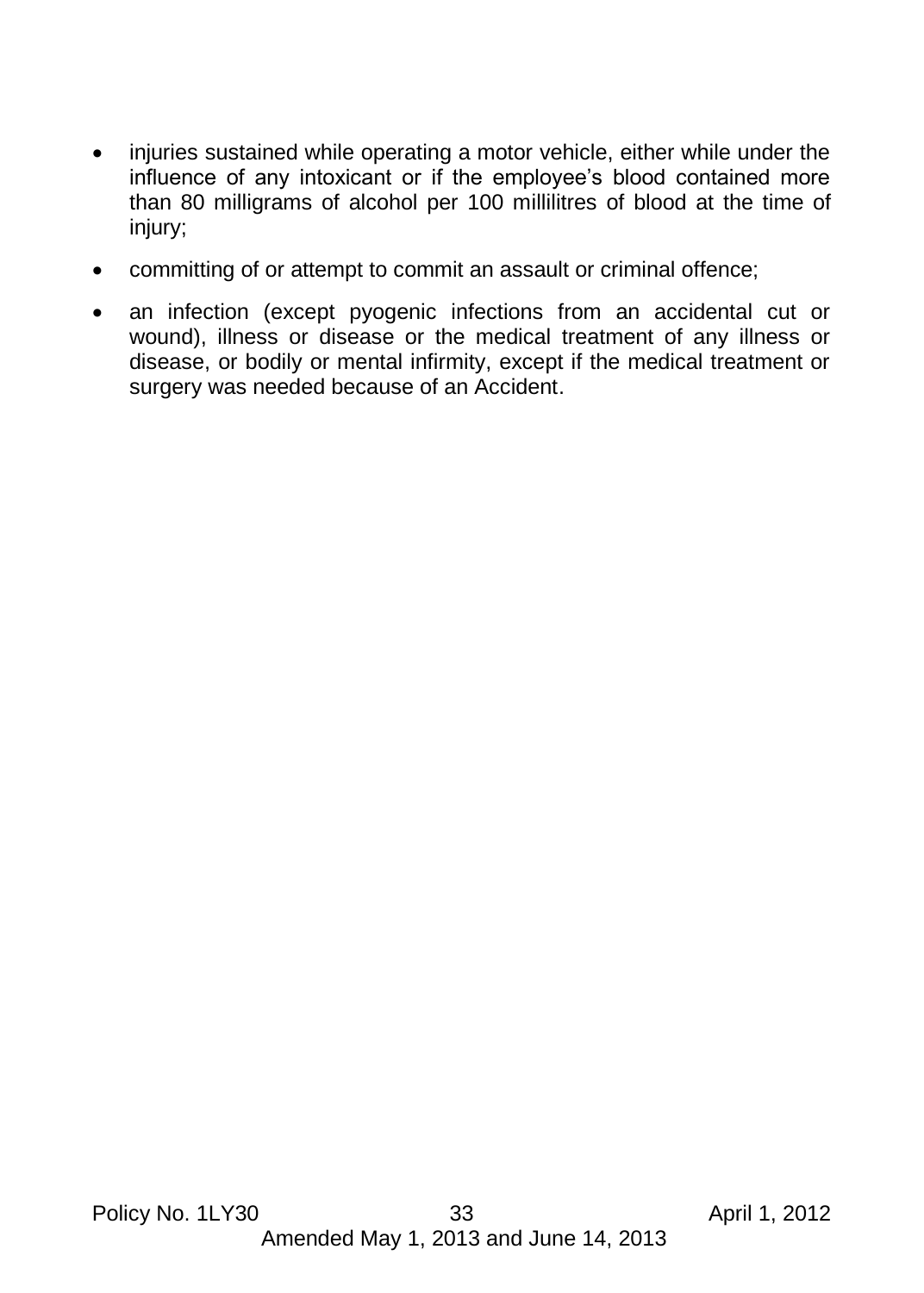- injuries sustained while operating a motor vehicle, either while under the influence of any intoxicant or if the employee's blood contained more than 80 milligrams of alcohol per 100 millilitres of blood at the time of injury;
- committing of or attempt to commit an assault or criminal offence;
- an infection (except pyogenic infections from an accidental cut or wound), illness or disease or the medical treatment of any illness or disease, or bodily or mental infirmity, except if the medical treatment or surgery was needed because of an Accident.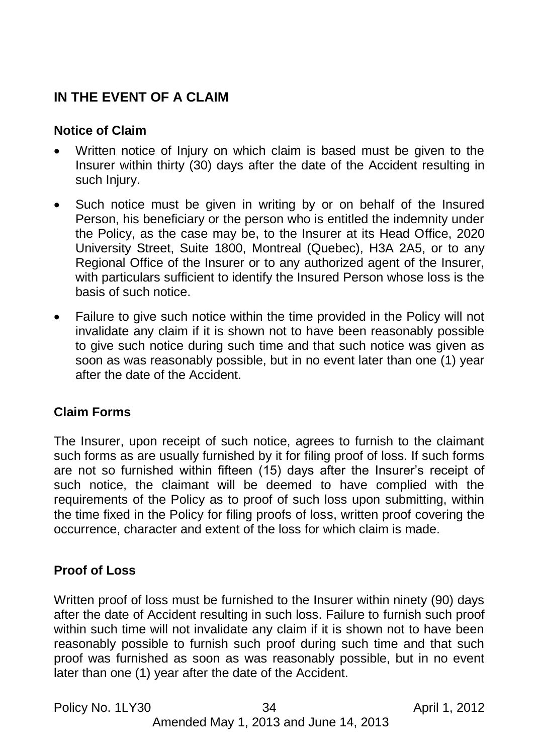## IN THE EVENT OF A CLAIM

### Notice of Claim

- Written notice of Injury on which claim is based must be given to the Insurer within thirty (30) days after the date of the Accident resulting in such Injury.
- Such notice must be given in writing by or on behalf of the Insured Person, his beneficiary or the person who is entitled the indemnity under the Policy, as the case may be, to the Insurer at its Head Office, 2020 University Street, Suite 1800, Montreal (Quebec), H3A 2A5, or to any Regional Office of the Insurer or to any authorized agent of the Insurer, with particulars sufficient to identify the Insured Person whose loss is the basis of such notice.
- Failure to give such notice within the time provided in the Policy will not invalidate any claim if it is shown not to have been reasonably possible to give such notice during such time and that such notice was given as soon as was reasonably possible, but in no event later than one (1) year after the date of the Accident.

### Claim Forms

The Insurer, upon receipt of such notice, agrees to furnish to the claimant such forms as are usually furnished by it for filing proof of loss. If such forms are not so furnished within fifteen (15) days after the Insurer's receipt of such notice, the claimant will be deemed to have complied with the requirements of the Policy as to proof of such loss upon submitting, within the time fixed in the Policy for filing proofs of loss, written proof covering the occurrence, character and extent of the loss for which claim is made.

### Proof of Loss

Written proof of loss must be furnished to the Insurer within ninety (90) days after the date of Accident resulting in such loss. Failure to furnish such proof within such time will not invalidate any claim if it is shown not to have been reasonably possible to furnish such proof during such time and that such proof was furnished as soon as was reasonably possible, but in no event later than one (1) year after the date of the Accident.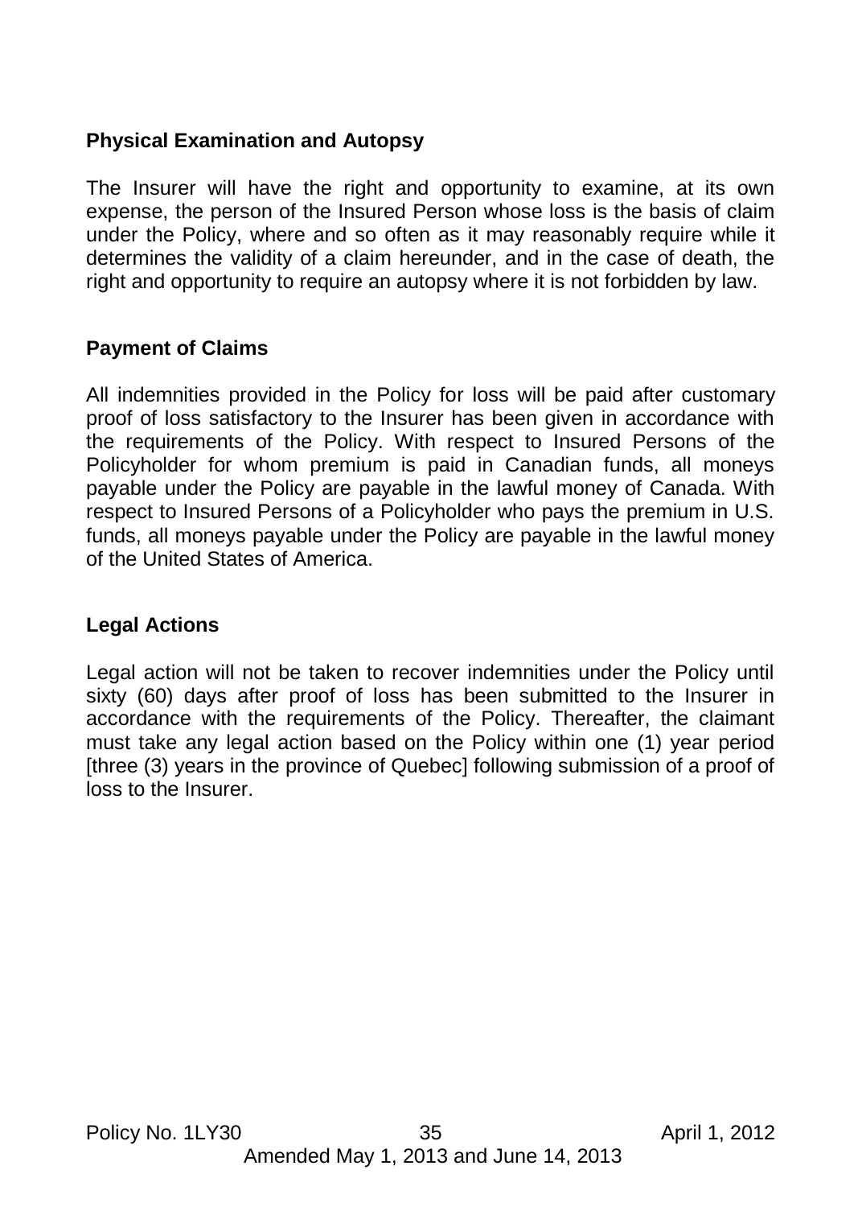## Physical Examination and Autopsy

The Insurer will have the right and opportunity to examine, at its own expense, the person of the Insured Person whose loss is the basis of claim under the Policy, where and so often as it may reasonably require while it determines the validity of a claim hereunder, and in the case of death, the right and opportunity to require an autopsy where it is not forbidden by law.

## Payment of Claims

All indemnities provided in the Policy for loss will be paid after customary proof of loss satisfactory to the Insurer has been given in accordance with the requirements of the Policy. With respect to Insured Persons of the Policyholder for whom premium is paid in Canadian funds, all moneys payable under the Policy are payable in the lawful money of Canada. With respect to Insured Persons of a Policyholder who pays the premium in U.S. funds, all moneys payable under the Policy are payable in the lawful money of the United States of America.

## Legal Actions

Legal action will not be taken to recover indemnities under the Policy until sixty (60) days after proof of loss has been submitted to the Insurer in accordance with the requirements of the Policy. Thereafter, the claimant must take any legal action based on the Policy within one (1) year period [three (3) years in the province of Quebec] following submission of a proof of loss to the Insurer.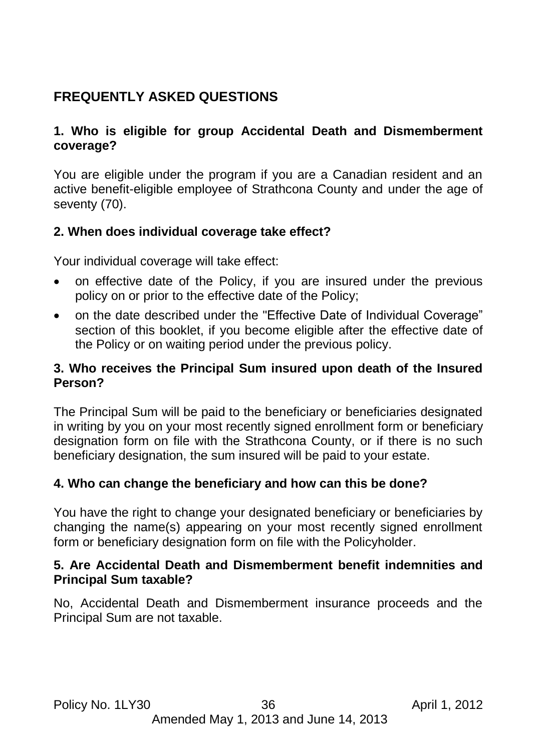## FREQUENTLY ASKED QUESTIONS

### 1. Who is eligible for group Accidental Death and Dismemberment coverage?

You are eligible under the program if you are a Canadian resident and an active benefit-eligible employee of Strathcona County and under the age of seventy (70).

### 2. When does individual coverage take effect?

Your individual coverage will take effect:

- on effective date of the Policy, if you are insured under the previous policy on or prior to the effective date of the Policy;
- on the date described under the "Effective Date of Individual Coverage" section of this booklet, if you become eligible after the effective date of the Policy or on waiting period under the previous policy.

### 3. Who receives the Principal Sum insured upon death of the Insured Person?

The Principal Sum will be paid to the beneficiary or beneficiaries designated in writing by you on your most recently signed enrollment form or beneficiary designation form on file with the Strathcona County, or if there is no such beneficiary designation, the sum insured will be paid to your estate.

### 4. Who can change the beneficiary and how can this be done?

You have the right to change your designated beneficiary or beneficiaries by changing the name(s) appearing on your most recently signed enrollment form or beneficiary designation form on file with the Policyholder.

### 5. Are Accidental Death and Dismemberment benefit indemnities and Principal Sum taxable?

No, Accidental Death and Dismemberment insurance proceeds and the Principal Sum are not taxable.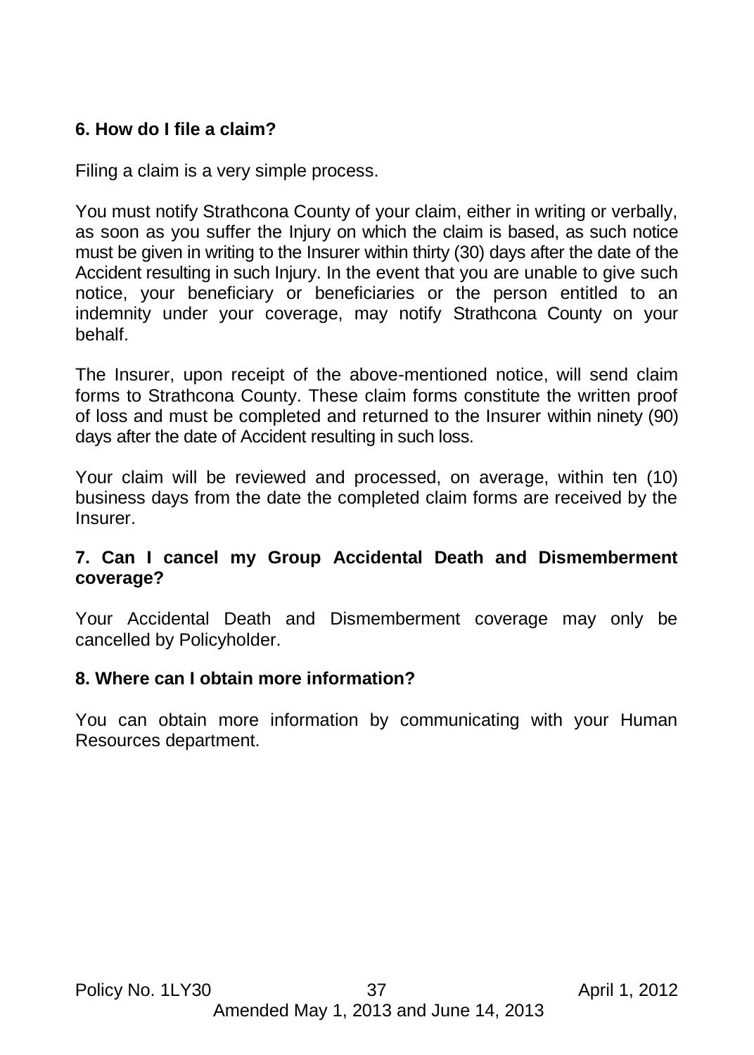**6. How do I file a claim?**

Filing a claim is a very simple process.

You must notify Strathcona County of your claim, either in writing or verbally, as soon as you suffer the Injury on which the claim is based, as such notice must be given in writing to the Insurer within thirty (30) days after the date of the Accident resulting in such Injury. In the event that you are unable to give such notice, your beneficiary or beneficiaries or the person entitled to an indemnity under your coverage, may notify Strathcona County on your behalf.

The Insurer, upon receipt of the above-mentioned notice, will send claim forms to Strathcona County. These claim forms constitute the written proof of loss and must be completed and returned to the Insurer within ninety (90) days after the date of Accident resulting in such loss.

Your claim will be reviewed and processed, on average, within ten (10) business days from the date the completed claim forms are received by the Insurer.

**7. Can I cancel my Group Accidental Death and Dismemberment coverage?**

Your Accidental Death and Dismemberment coverage may only be cancelled by Policyholder.

**8. Where can I obtain more information?**

You can obtain more information by communicating with your Human Resources department.